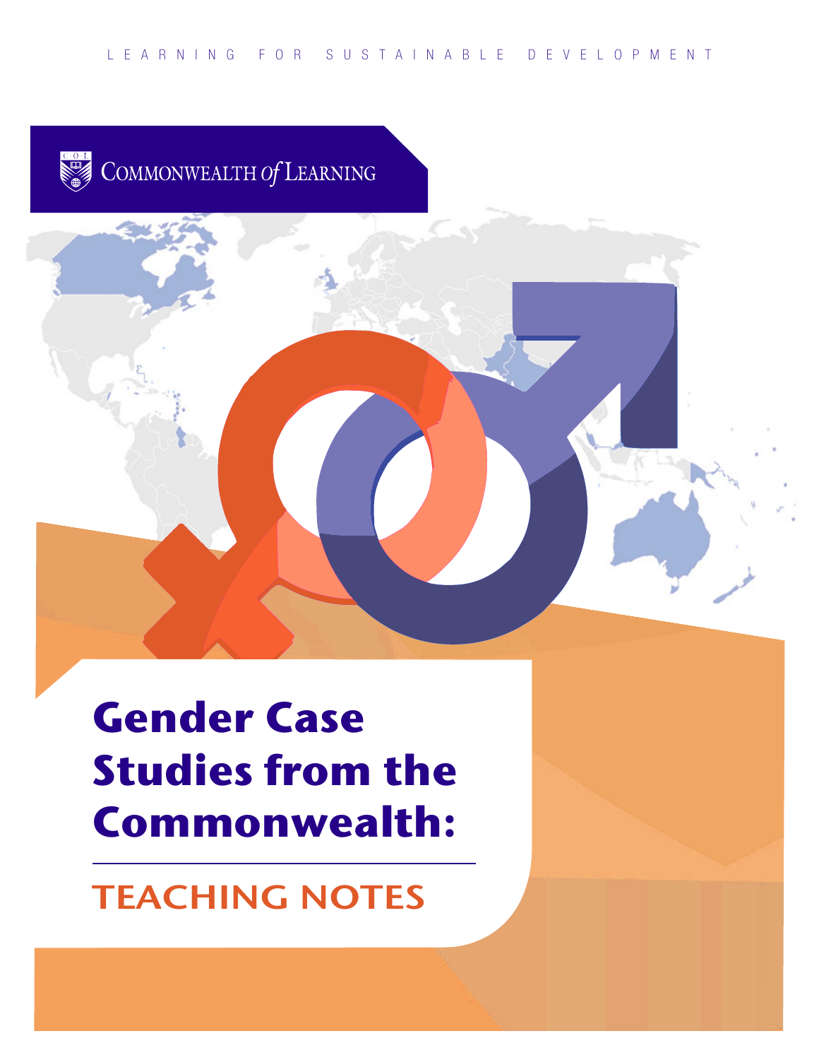LEARNING FOR SUSTAINABLE DEVELOPMENT

COMMONWEALTH *of* LEARNING

# Gender Case Studies from the Commonwealth:

## TEACHING NOTES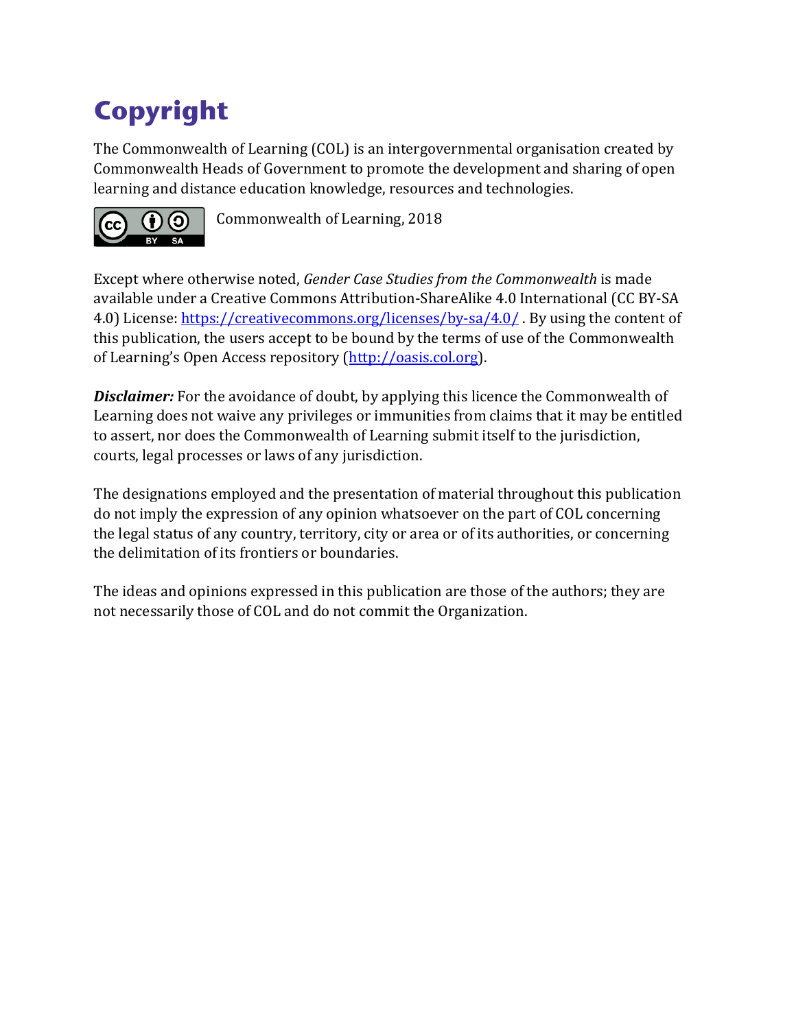# Copyright

The Commonwealth of Learning (COL) is an intergovernmental organisation created by Commonwealth Heads of Government to promote the development and sharing of open learning and distance education knowledge, resources and technologies.

Commonwealth of Learning, 2018

Except where otherwise noted, *Gender Case Studies from the Commonwealth* is made available under a Creative Commons Attribution-ShareAlike 4.0 International (CC BY-SA 4.0) License: https://creativecommons.org/licenses/by-sa/4.0/ . By using the content of this publication, the users accept to be bound by the terms of use of the Commonwealth of Learning's Open Access repository (http://oasis.col.org).

***Disclaimer:*** For the avoidance of doubt, by applying this licence the Commonwealth of Learning does not waive any privileges or immunities from claims that it may be entitled to assert, nor does the Commonwealth of Learning submit itself to the jurisdiction, courts, legal processes or laws of any jurisdiction.

The designations employed and the presentation of material throughout this publication do not imply the expression of any opinion whatsoever on the part of COL concerning the legal status of any country, territory, city or area or of its authorities, or concerning the delimitation of its frontiers or boundaries.

The ideas and opinions expressed in this publication are those of the authors; they are not necessarily those of COL and do not commit the Organization.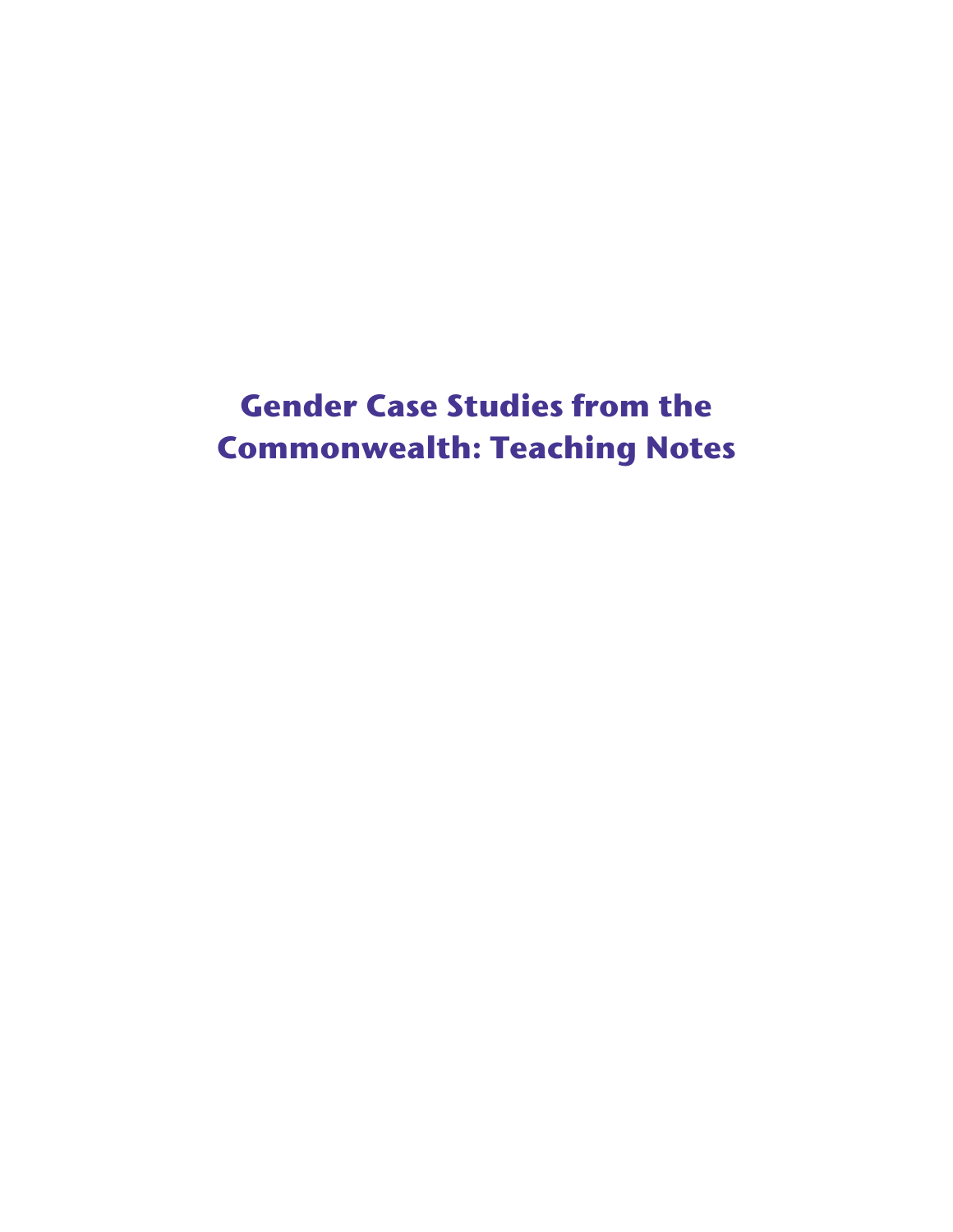# Gender Case Studies from the Commonwealth: Teaching Notes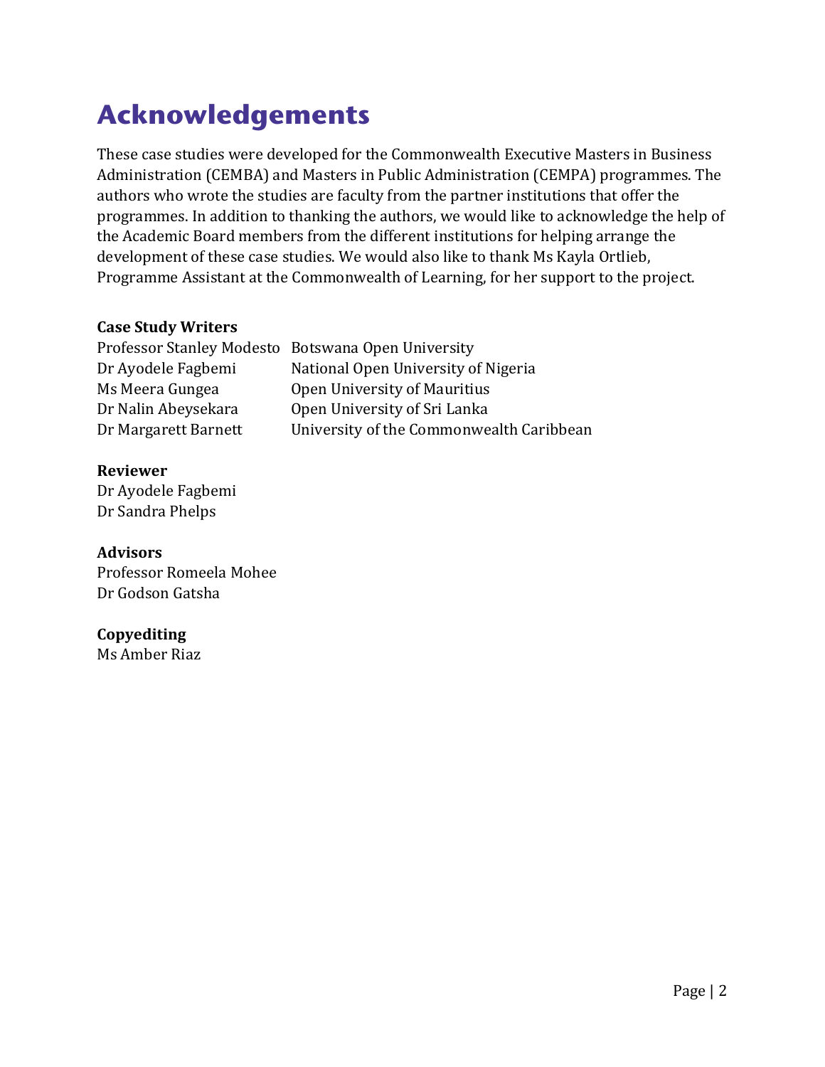# Acknowledgements

These case studies were developed for the Commonwealth Executive Masters in Business Administration (CEMBA) and Masters in Public Administration (CEMPA) programmes. The authors who wrote the studies are faculty from the partner institutions that offer the programmes. In addition to thanking the authors, we would like to acknowledge the help of the Academic Board members from the different institutions for helping arrange the development of these case studies. We would also like to thank Ms Kayla Ortlieb, Programme Assistant at the Commonwealth of Learning, for her support to the project.

**Case Study Writers**

| | |
|---|---|
| Professor Stanley Modesto | Botswana Open University |
| Dr Ayodele Fagbemi | National Open University of Nigeria |
| Ms Meera Gungea | Open University of Mauritius |
| Dr Nalin Abeysekara | Open University of Sri Lanka |
| Dr Margarett Barnett | University of the Commonwealth Caribbean |

**Reviewer**

Dr Ayodele Fagbemi
Dr Sandra Phelps

**Advisors**

Professor Romeela Mohee
Dr Godson Gatsha

**Copyediting**

Ms Amber Riaz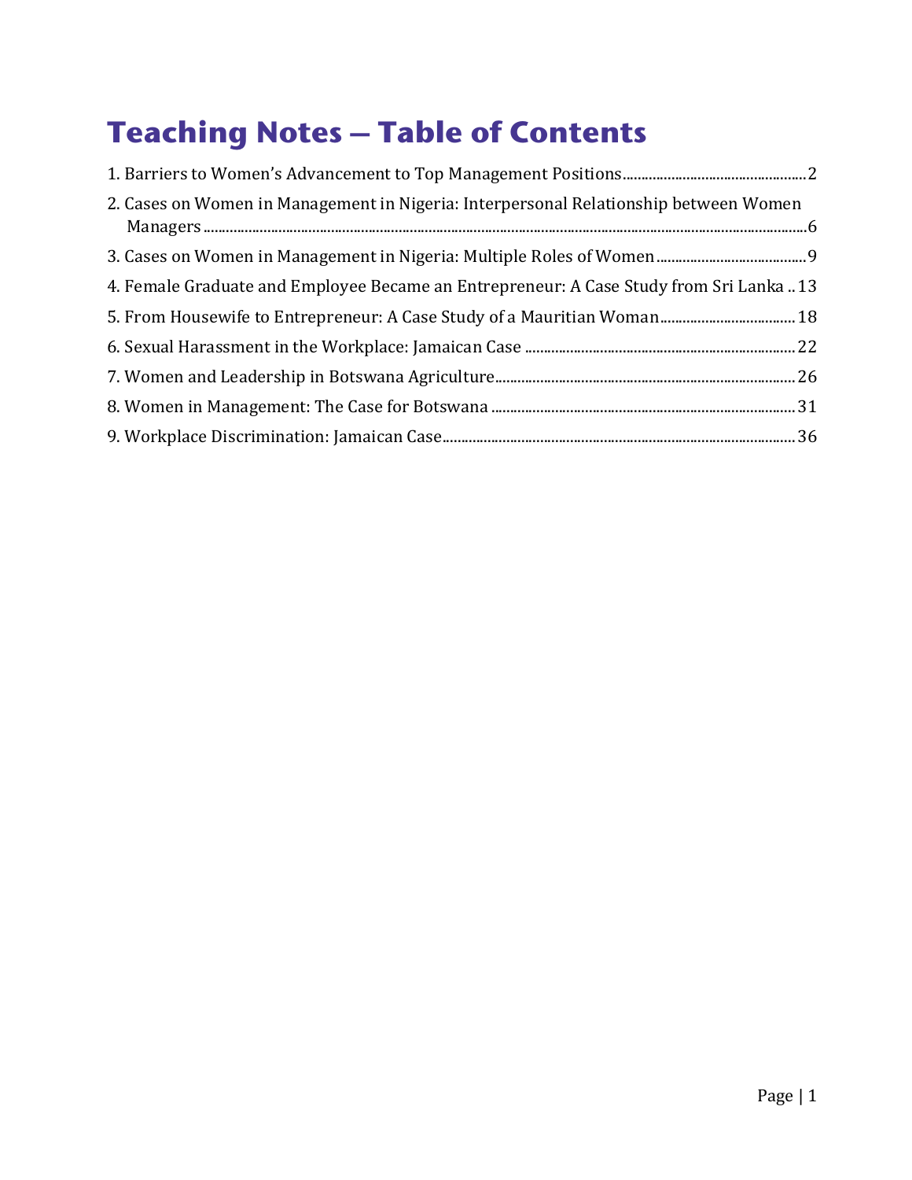# Teaching Notes – Table of Contents

1. Barriers to Women's Advancement to Top Management Positions ..... 2
2. Cases on Women in Management in Nigeria: Interpersonal Relationship between Women Managers ..... 6
3. Cases on Women in Management in Nigeria: Multiple Roles of Women ..... 9
4. Female Graduate and Employee Became an Entrepreneur: A Case Study from Sri Lanka ..... 13
5. From Housewife to Entrepreneur: A Case Study of a Mauritian Woman ..... 18
6. Sexual Harassment in the Workplace: Jamaican Case ..... 22
7. Women and Leadership in Botswana Agriculture ..... 26
8. Women in Management: The Case for Botswana ..... 31
9. Workplace Discrimination: Jamaican Case ..... 36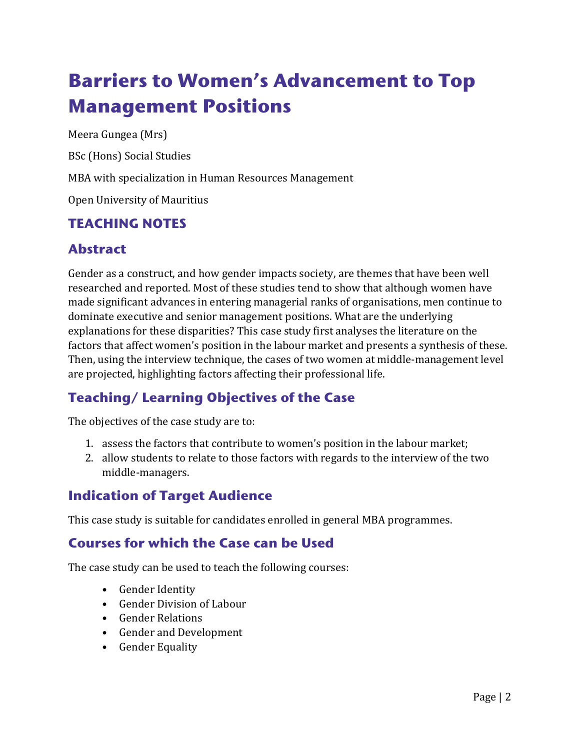# Barriers to Women's Advancement to Top Management Positions

Meera Gungea (Mrs)

BSc (Hons) Social Studies

MBA with specialization in Human Resources Management

Open University of Mauritius

## TEACHING NOTES

### Abstract

Gender as a construct, and how gender impacts society, are themes that have been well researched and reported. Most of these studies tend to show that although women have made significant advances in entering managerial ranks of organisations, men continue to dominate executive and senior management positions. What are the underlying explanations for these disparities? This case study first analyses the literature on the factors that affect women's position in the labour market and presents a synthesis of these. Then, using the interview technique, the cases of two women at middle-management level are projected, highlighting factors affecting their professional life.

### Teaching/ Learning Objectives of the Case

The objectives of the case study are to:

1. assess the factors that contribute to women's position in the labour market;
2. allow students to relate to those factors with regards to the interview of the two middle-managers.

### Indication of Target Audience

This case study is suitable for candidates enrolled in general MBA programmes.

### Courses for which the Case can be Used

The case study can be used to teach the following courses:

- Gender Identity
- Gender Division of Labour
- Gender Relations
- Gender and Development
- Gender Equality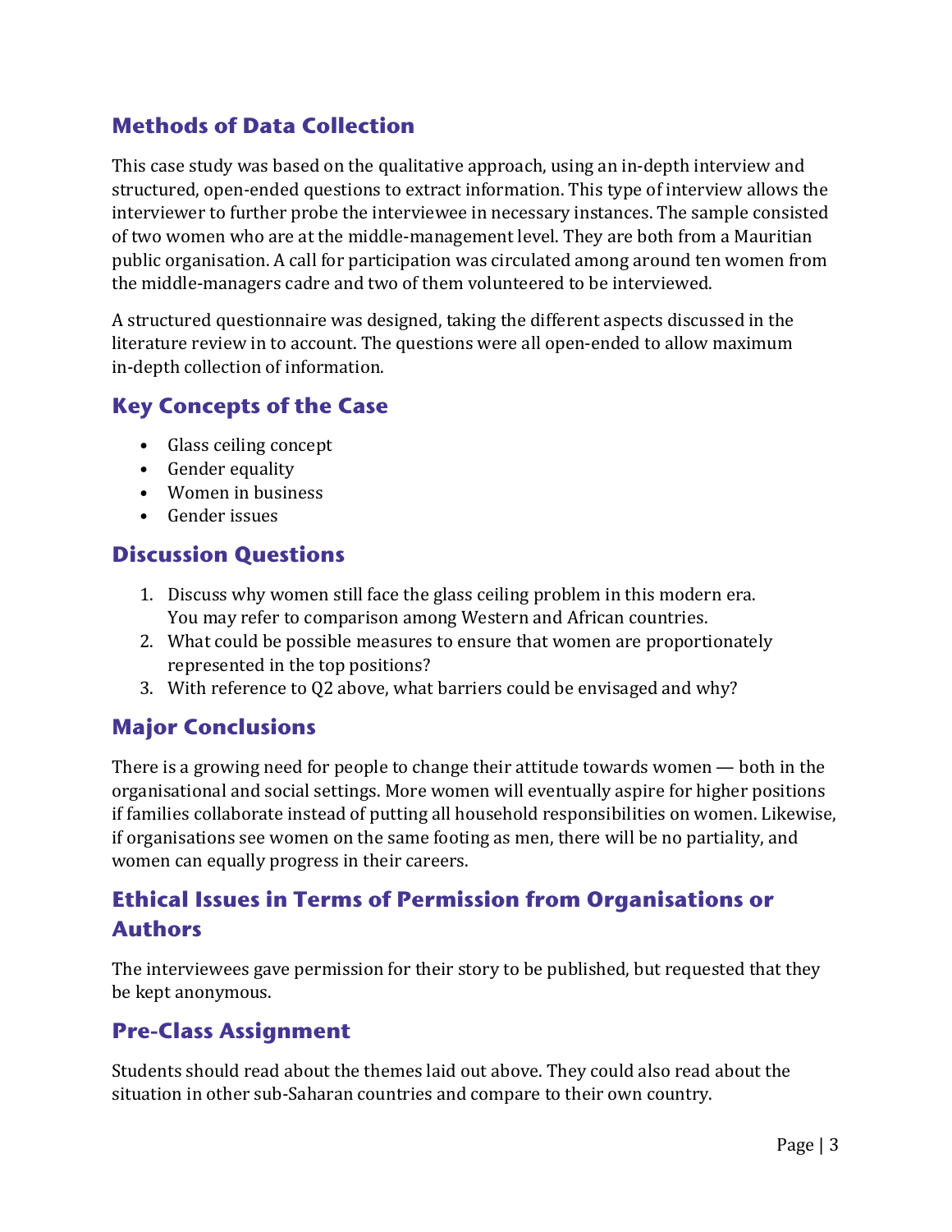## Methods of Data Collection

This case study was based on the qualitative approach, using an in-depth interview and structured, open-ended questions to extract information. This type of interview allows the interviewer to further probe the interviewee in necessary instances. The sample consisted of two women who are at the middle-management level. They are both from a Mauritian public organisation. A call for participation was circulated among around ten women from the middle-managers cadre and two of them volunteered to be interviewed.

A structured questionnaire was designed, taking the different aspects discussed in the literature review in to account. The questions were all open-ended to allow maximum in-depth collection of information.

## Key Concepts of the Case

- Glass ceiling concept
- Gender equality
- Women in business
- Gender issues

## Discussion Questions

1. Discuss why women still face the glass ceiling problem in this modern era. You may refer to comparison among Western and African countries.
2. What could be possible measures to ensure that women are proportionately represented in the top positions?
3. With reference to Q2 above, what barriers could be envisaged and why?

## Major Conclusions

There is a growing need for people to change their attitude towards women — both in the organisational and social settings. More women will eventually aspire for higher positions if families collaborate instead of putting all household responsibilities on women. Likewise, if organisations see women on the same footing as men, there will be no partiality, and women can equally progress in their careers.

## Ethical Issues in Terms of Permission from Organisations or Authors

The interviewees gave permission for their story to be published, but requested that they be kept anonymous.

## Pre-Class Assignment

Students should read about the themes laid out above. They could also read about the situation in other sub-Saharan countries and compare to their own country.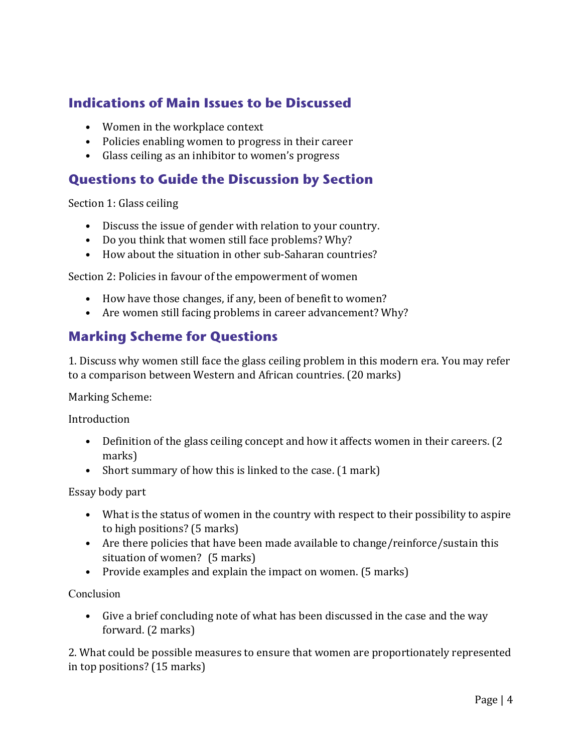## Indications of Main Issues to be Discussed

- Women in the workplace context
- Policies enabling women to progress in their career
- Glass ceiling as an inhibitor to women's progress

## Questions to Guide the Discussion by Section

Section 1: Glass ceiling

- Discuss the issue of gender with relation to your country.
- Do you think that women still face problems? Why?
- How about the situation in other sub-Saharan countries?

Section 2: Policies in favour of the empowerment of women

- How have those changes, if any, been of benefit to women?
- Are women still facing problems in career advancement? Why?

## Marking Scheme for Questions

1. Discuss why women still face the glass ceiling problem in this modern era. You may refer to a comparison between Western and African countries. (20 marks)

Marking Scheme:

Introduction

- Definition of the glass ceiling concept and how it affects women in their careers. (2 marks)
- Short summary of how this is linked to the case. (1 mark)

Essay body part

- What is the status of women in the country with respect to their possibility to aspire to high positions? (5 marks)
- Are there policies that have been made available to change/reinforce/sustain this situation of women? (5 marks)
- Provide examples and explain the impact on women. (5 marks)

Conclusion

- Give a brief concluding note of what has been discussed in the case and the way forward. (2 marks)

2. What could be possible measures to ensure that women are proportionately represented in top positions? (15 marks)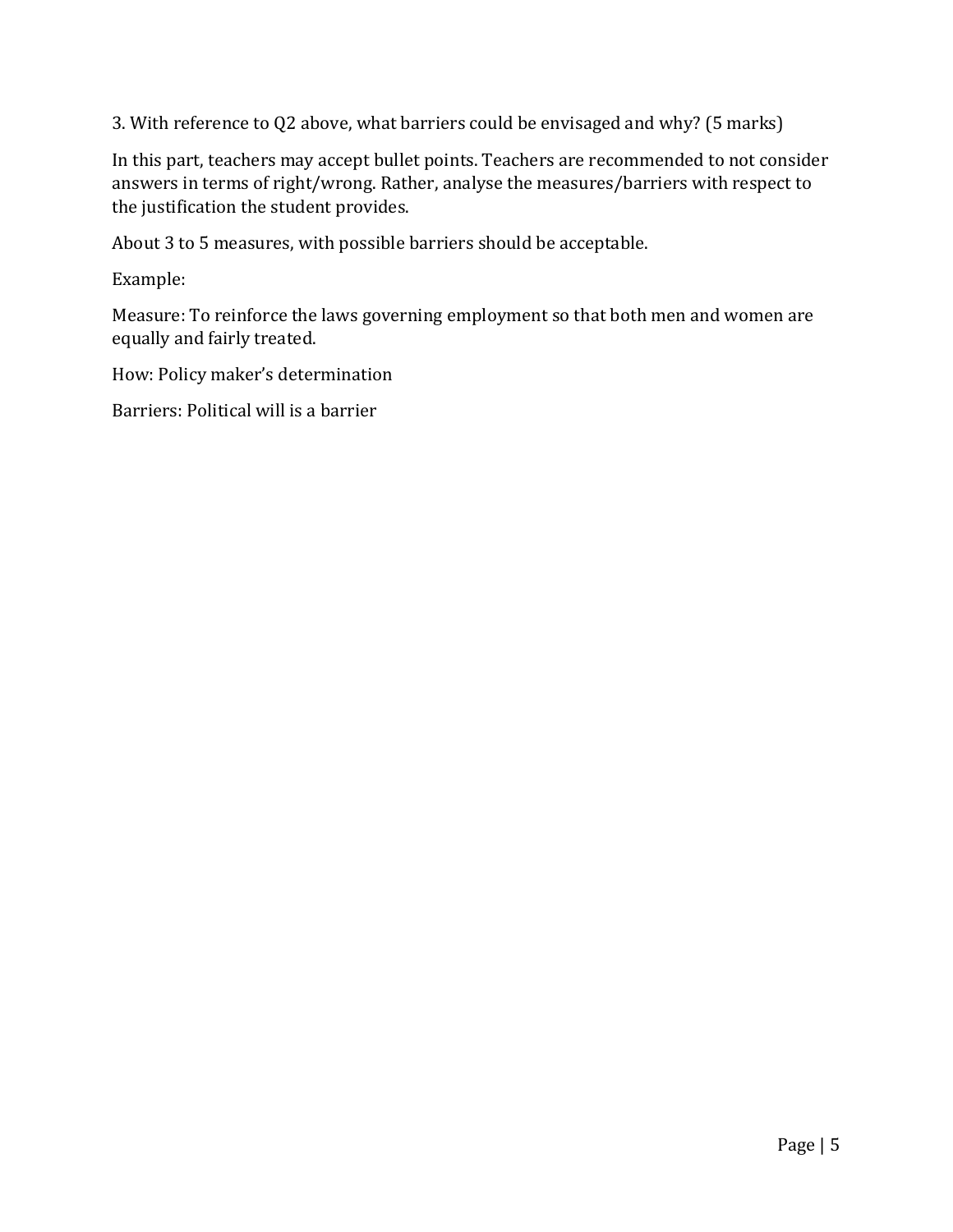3. With reference to Q2 above, what barriers could be envisaged and why? (5 marks)

In this part, teachers may accept bullet points. Teachers are recommended to not consider answers in terms of right/wrong. Rather, analyse the measures/barriers with respect to the justification the student provides.

About 3 to 5 measures, with possible barriers should be acceptable.

Example:

Measure: To reinforce the laws governing employment so that both men and women are equally and fairly treated.

How: Policy maker's determination

Barriers: Political will is a barrier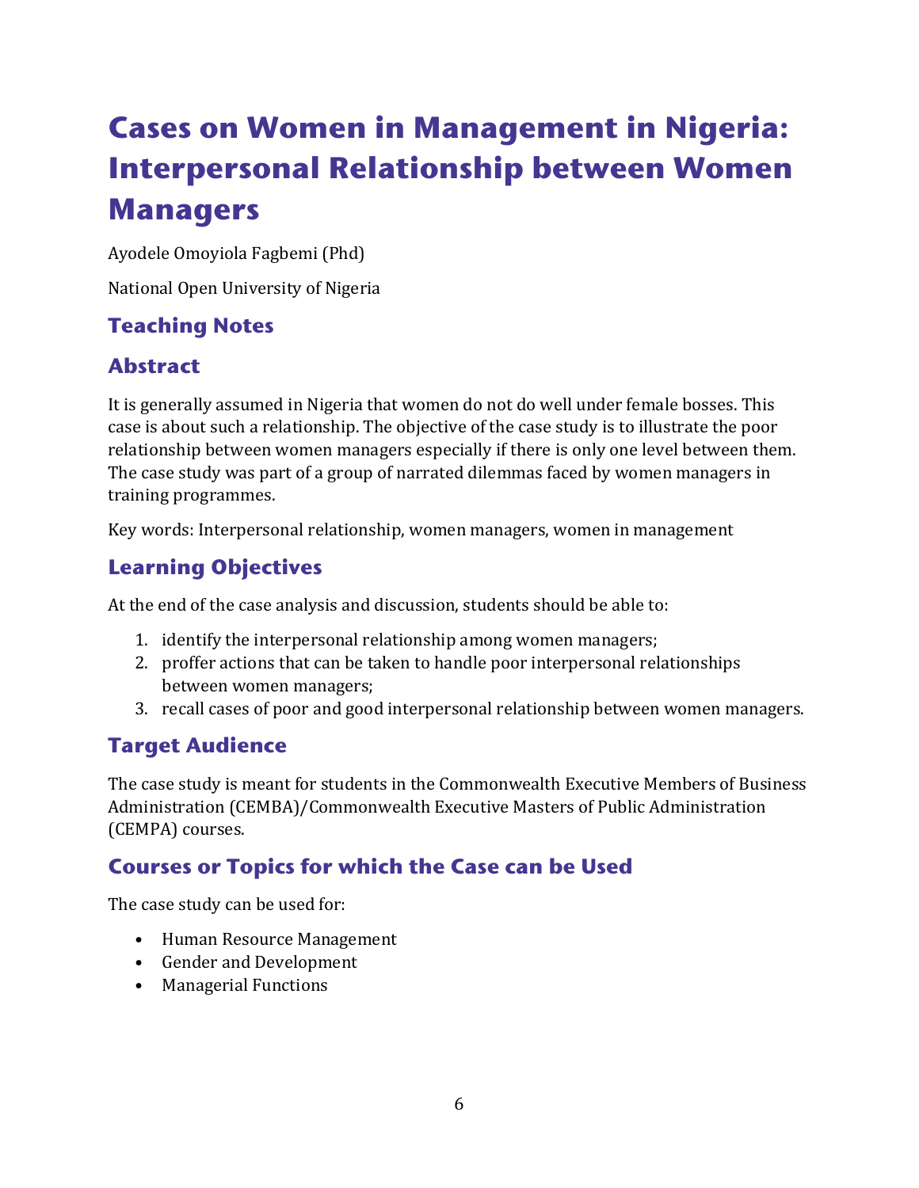# Cases on Women in Management in Nigeria: Interpersonal Relationship between Women Managers

Ayodele Omoyiola Fagbemi (Phd)

National Open University of Nigeria

## Teaching Notes

## Abstract

It is generally assumed in Nigeria that women do not do well under female bosses. This case is about such a relationship. The objective of the case study is to illustrate the poor relationship between women managers especially if there is only one level between them. The case study was part of a group of narrated dilemmas faced by women managers in training programmes.

Key words: Interpersonal relationship, women managers, women in management

## Learning Objectives

At the end of the case analysis and discussion, students should be able to:

1. identify the interpersonal relationship among women managers;
2. proffer actions that can be taken to handle poor interpersonal relationships between women managers;
3. recall cases of poor and good interpersonal relationship between women managers.

## Target Audience

The case study is meant for students in the Commonwealth Executive Members of Business Administration (CEMBA)/Commonwealth Executive Masters of Public Administration (CEMPA) courses.

## Courses or Topics for which the Case can be Used

The case study can be used for:

- Human Resource Management
- Gender and Development
- Managerial Functions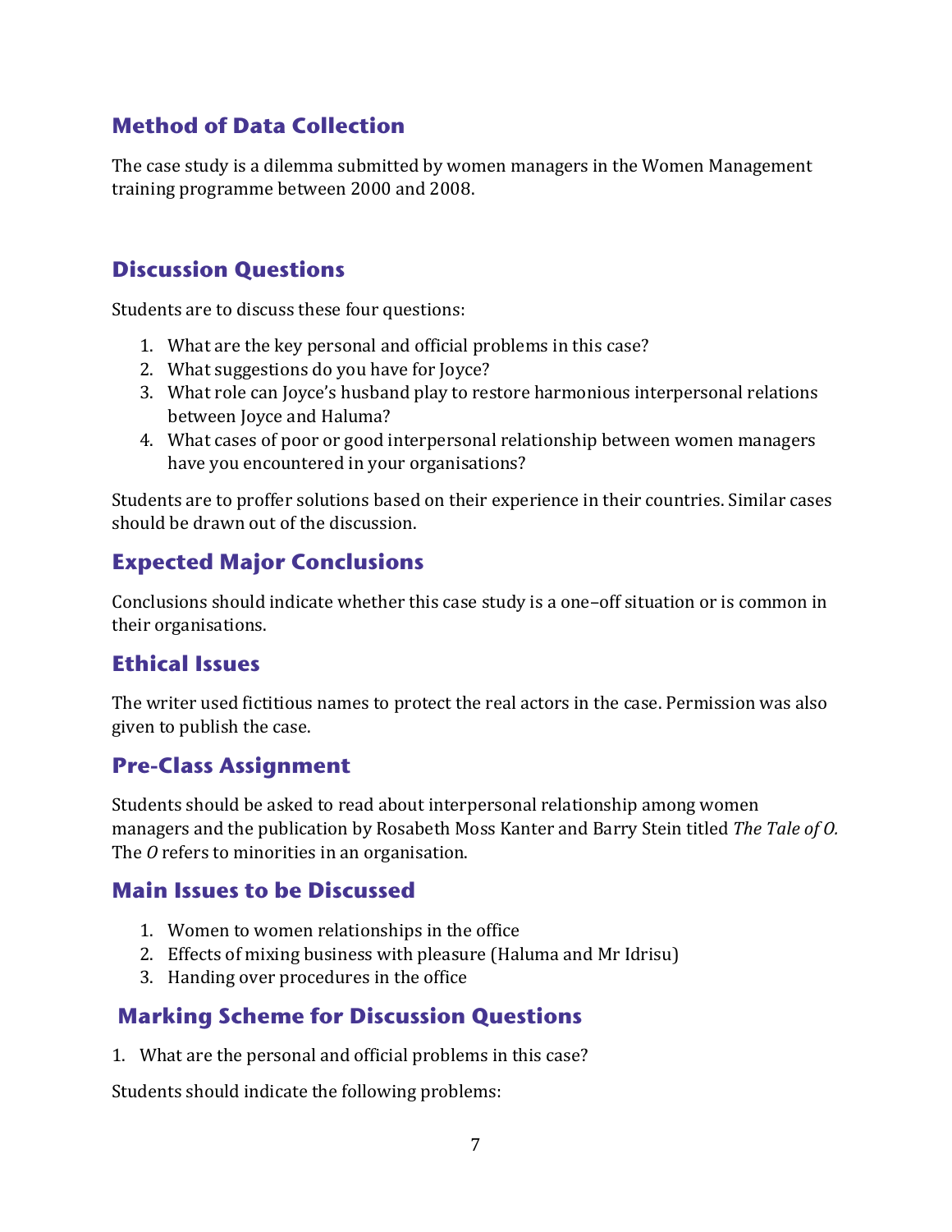## Method of Data Collection

The case study is a dilemma submitted by women managers in the Women Management training programme between 2000 and 2008.

## Discussion Questions

Students are to discuss these four questions:

1. What are the key personal and official problems in this case?
2. What suggestions do you have for Joyce?
3. What role can Joyce's husband play to restore harmonious interpersonal relations between Joyce and Haluma?
4. What cases of poor or good interpersonal relationship between women managers have you encountered in your organisations?

Students are to proffer solutions based on their experience in their countries. Similar cases should be drawn out of the discussion.

## Expected Major Conclusions

Conclusions should indicate whether this case study is a one–off situation or is common in their organisations.

## Ethical Issues

The writer used fictitious names to protect the real actors in the case. Permission was also given to publish the case.

## Pre-Class Assignment

Students should be asked to read about interpersonal relationship among women managers and the publication by Rosabeth Moss Kanter and Barry Stein titled *The Tale of O.* The *O* refers to minorities in an organisation.

## Main Issues to be Discussed

1. Women to women relationships in the office
2. Effects of mixing business with pleasure (Haluma and Mr Idrisu)
3. Handing over procedures in the office

## Marking Scheme for Discussion Questions

1. What are the personal and official problems in this case?

Students should indicate the following problems: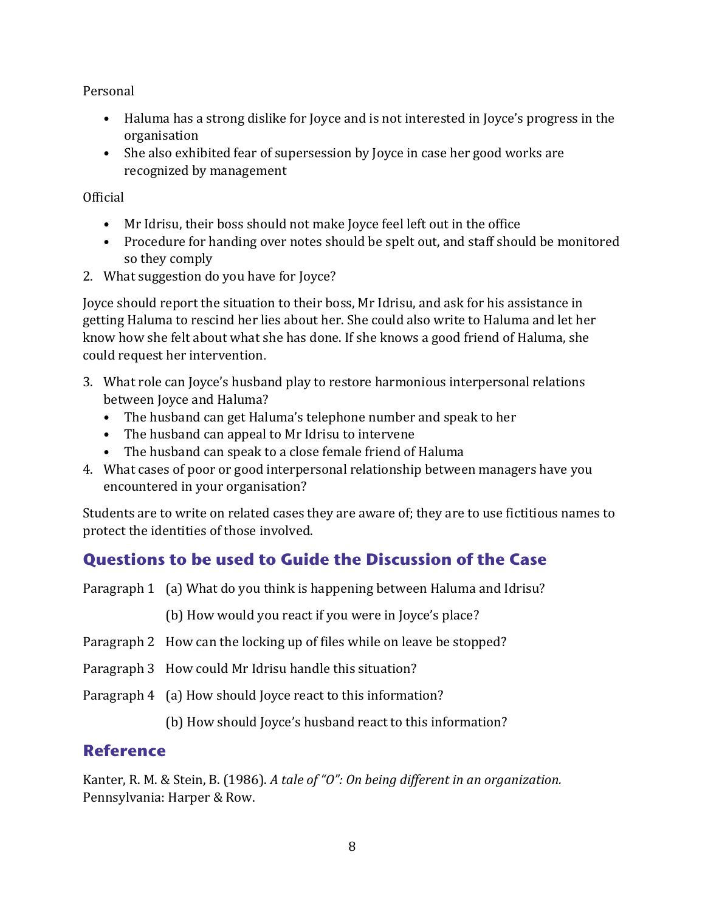Personal

- Haluma has a strong dislike for Joyce and is not interested in Joyce's progress in the organisation
- She also exhibited fear of supersession by Joyce in case her good works are recognized by management

Official

- Mr Idrisu, their boss should not make Joyce feel left out in the office
- Procedure for handing over notes should be spelt out, and staff should be monitored so they comply

2. What suggestion do you have for Joyce?

Joyce should report the situation to their boss, Mr Idrisu, and ask for his assistance in getting Haluma to rescind her lies about her. She could also write to Haluma and let her know how she felt about what she has done. If she knows a good friend of Haluma, she could request her intervention.

3. What role can Joyce's husband play to restore harmonious interpersonal relations between Joyce and Haluma?
   - The husband can get Haluma's telephone number and speak to her
   - The husband can appeal to Mr Idrisu to intervene
   - The husband can speak to a close female friend of Haluma
4. What cases of poor or good interpersonal relationship between managers have you encountered in your organisation?

Students are to write on related cases they are aware of; they are to use fictitious names to protect the identities of those involved.

## Questions to be used to Guide the Discussion of the Case

Paragraph 1 (a) What do you think is happening between Haluma and Idrisu?

(b) How would you react if you were in Joyce's place?

Paragraph 2 How can the locking up of files while on leave be stopped?

Paragraph 3 How could Mr Idrisu handle this situation?

Paragraph 4 (a) How should Joyce react to this information?

(b) How should Joyce's husband react to this information?

## Reference

Kanter, R. M. & Stein, B. (1986). *A tale of "O": On being different in an organization.* Pennsylvania: Harper & Row.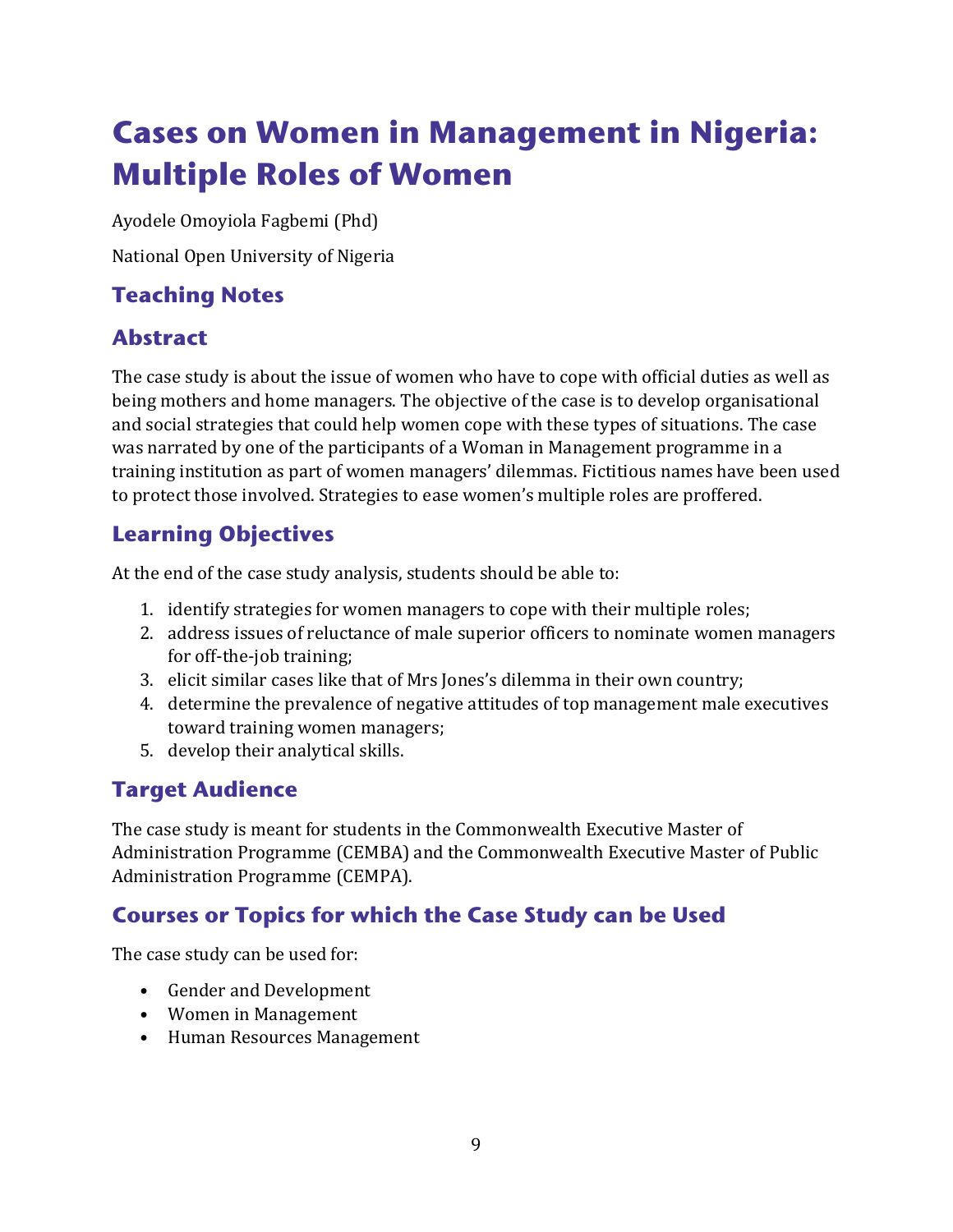# Cases on Women in Management in Nigeria: Multiple Roles of Women

Ayodele Omoyiola Fagbemi (Phd)

National Open University of Nigeria

## Teaching Notes

## Abstract

The case study is about the issue of women who have to cope with official duties as well as being mothers and home managers. The objective of the case is to develop organisational and social strategies that could help women cope with these types of situations. The case was narrated by one of the participants of a Woman in Management programme in a training institution as part of women managers' dilemmas. Fictitious names have been used to protect those involved. Strategies to ease women's multiple roles are proffered.

## Learning Objectives

At the end of the case study analysis, students should be able to:

1. identify strategies for women managers to cope with their multiple roles;
2. address issues of reluctance of male superior officers to nominate women managers for off-the-job training;
3. elicit similar cases like that of Mrs Jones's dilemma in their own country;
4. determine the prevalence of negative attitudes of top management male executives toward training women managers;
5. develop their analytical skills.

## Target Audience

The case study is meant for students in the Commonwealth Executive Master of Administration Programme (CEMBA) and the Commonwealth Executive Master of Public Administration Programme (CEMPA).

## Courses or Topics for which the Case Study can be Used

The case study can be used for:

- Gender and Development
- Women in Management
- Human Resources Management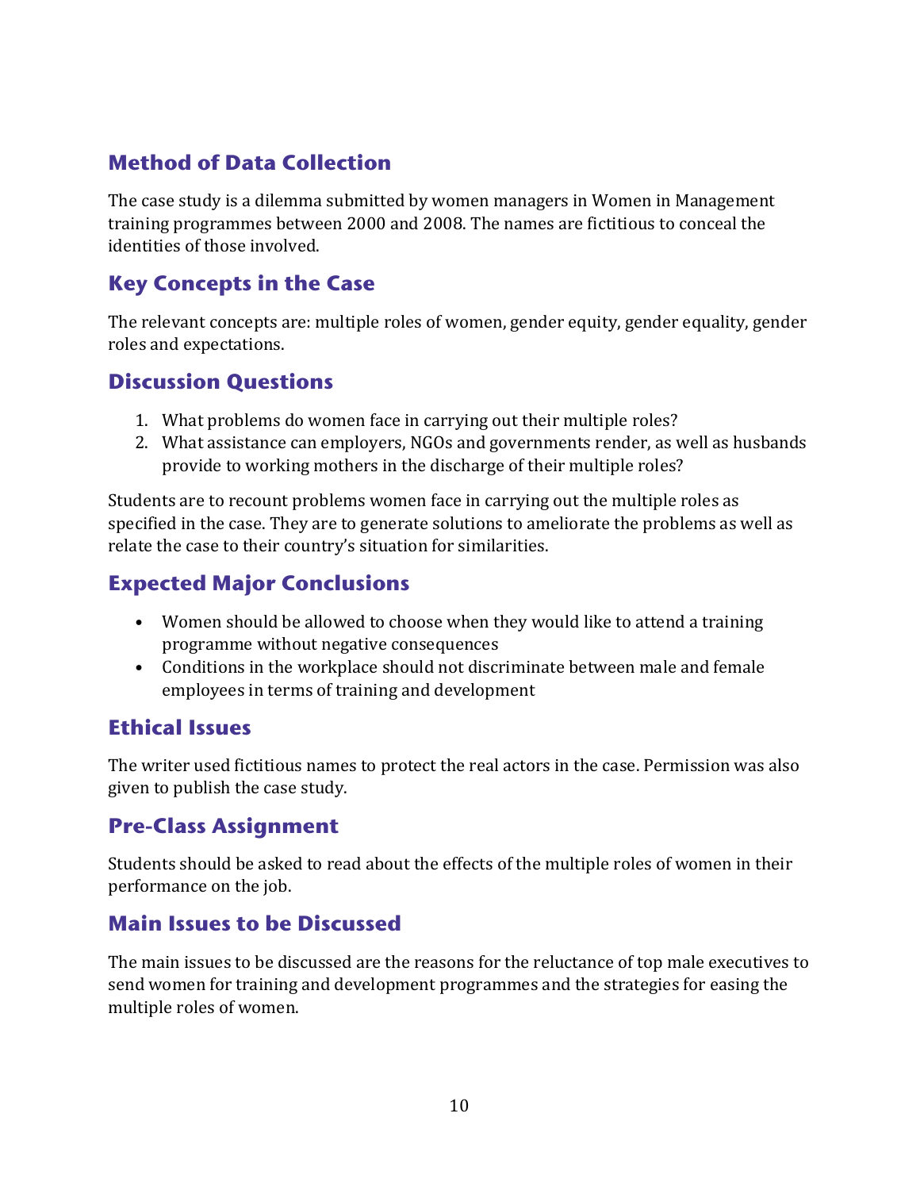## Method of Data Collection

The case study is a dilemma submitted by women managers in Women in Management training programmes between 2000 and 2008. The names are fictitious to conceal the identities of those involved.

## Key Concepts in the Case

The relevant concepts are: multiple roles of women, gender equity, gender equality, gender roles and expectations.

## Discussion Questions

1. What problems do women face in carrying out their multiple roles?
2. What assistance can employers, NGOs and governments render, as well as husbands provide to working mothers in the discharge of their multiple roles?

Students are to recount problems women face in carrying out the multiple roles as specified in the case. They are to generate solutions to ameliorate the problems as well as relate the case to their country's situation for similarities.

## Expected Major Conclusions

- Women should be allowed to choose when they would like to attend a training programme without negative consequences
- Conditions in the workplace should not discriminate between male and female employees in terms of training and development

## Ethical Issues

The writer used fictitious names to protect the real actors in the case. Permission was also given to publish the case study.

## Pre-Class Assignment

Students should be asked to read about the effects of the multiple roles of women in their performance on the job.

## Main Issues to be Discussed

The main issues to be discussed are the reasons for the reluctance of top male executives to send women for training and development programmes and the strategies for easing the multiple roles of women.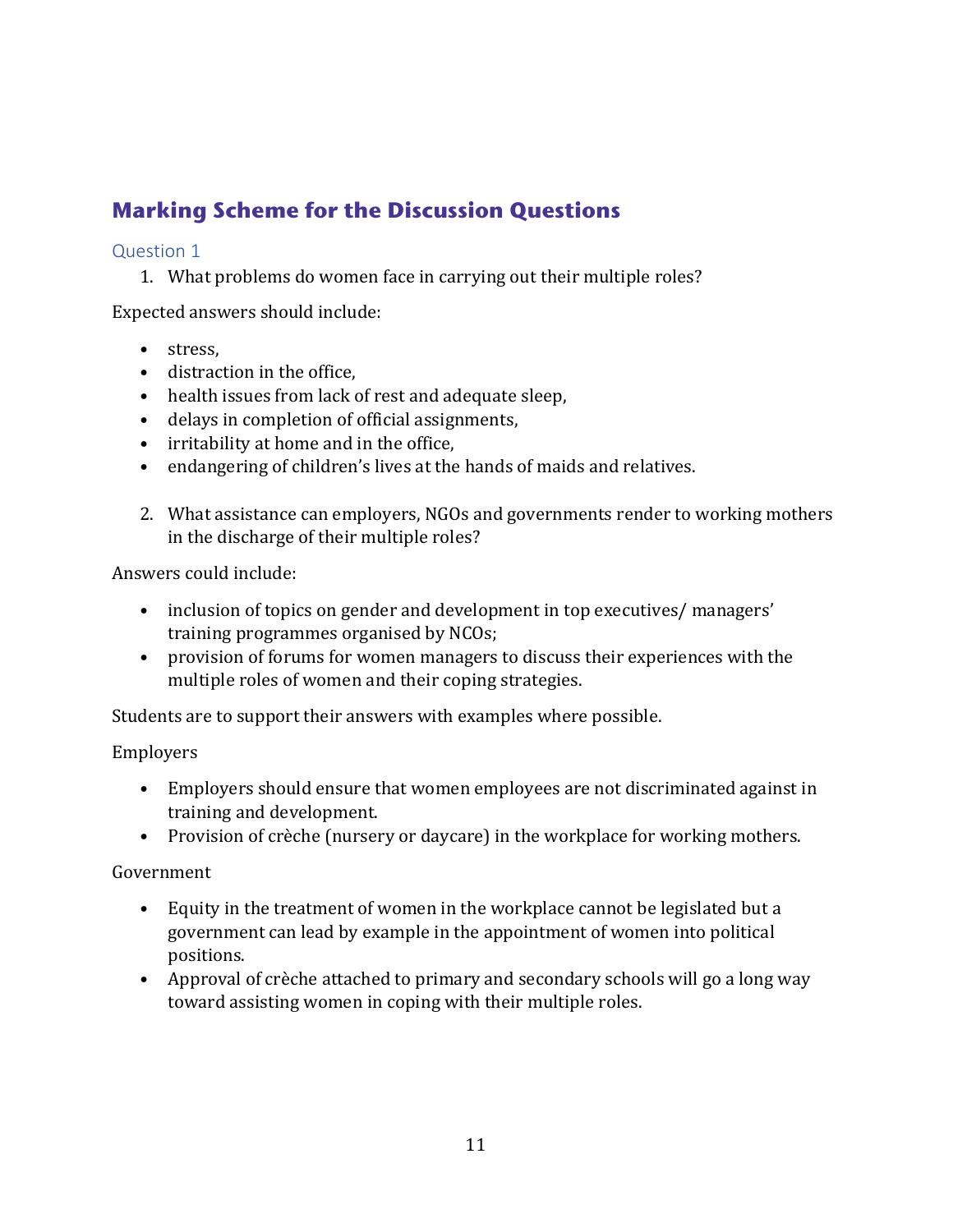## Marking Scheme for the Discussion Questions

### Question 1

1. What problems do women face in carrying out their multiple roles?

Expected answers should include:

- stress,
- distraction in the office,
- health issues from lack of rest and adequate sleep,
- delays in completion of official assignments,
- irritability at home and in the office,
- endangering of children's lives at the hands of maids and relatives.

2. What assistance can employers, NGOs and governments render to working mothers in the discharge of their multiple roles?

Answers could include:

- inclusion of topics on gender and development in top executives/ managers' training programmes organised by NCOs;
- provision of forums for women managers to discuss their experiences with the multiple roles of women and their coping strategies.

Students are to support their answers with examples where possible.

Employers

- Employers should ensure that women employees are not discriminated against in training and development.
- Provision of crèche (nursery or daycare) in the workplace for working mothers.

Government

- Equity in the treatment of women in the workplace cannot be legislated but a government can lead by example in the appointment of women into political positions.
- Approval of crèche attached to primary and secondary schools will go a long way toward assisting women in coping with their multiple roles.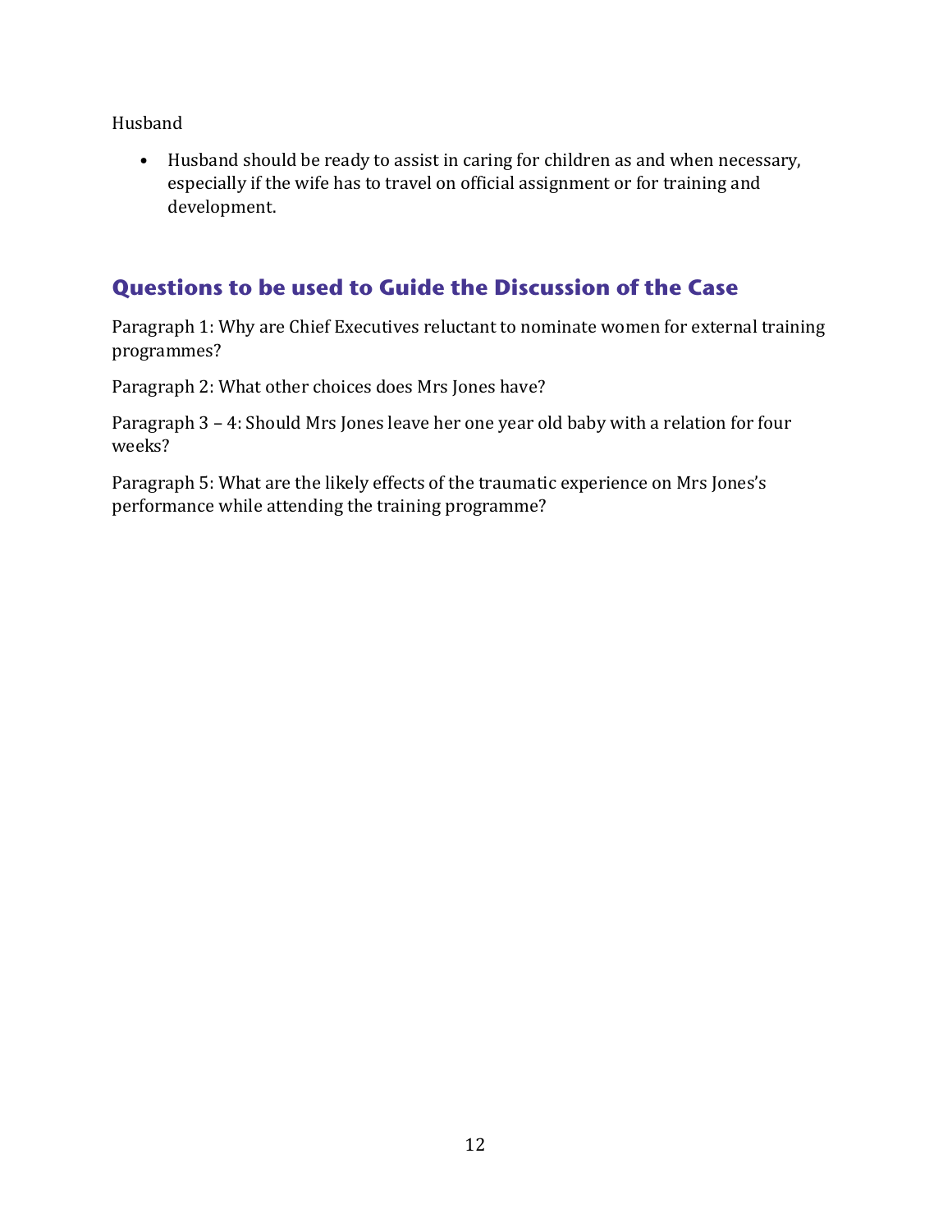Husband

- Husband should be ready to assist in caring for children as and when necessary, especially if the wife has to travel on official assignment or for training and development.

## Questions to be used to Guide the Discussion of the Case

Paragraph 1: Why are Chief Executives reluctant to nominate women for external training programmes?

Paragraph 2: What other choices does Mrs Jones have?

Paragraph 3 – 4: Should Mrs Jones leave her one year old baby with a relation for four weeks?

Paragraph 5: What are the likely effects of the traumatic experience on Mrs Jones's performance while attending the training programme?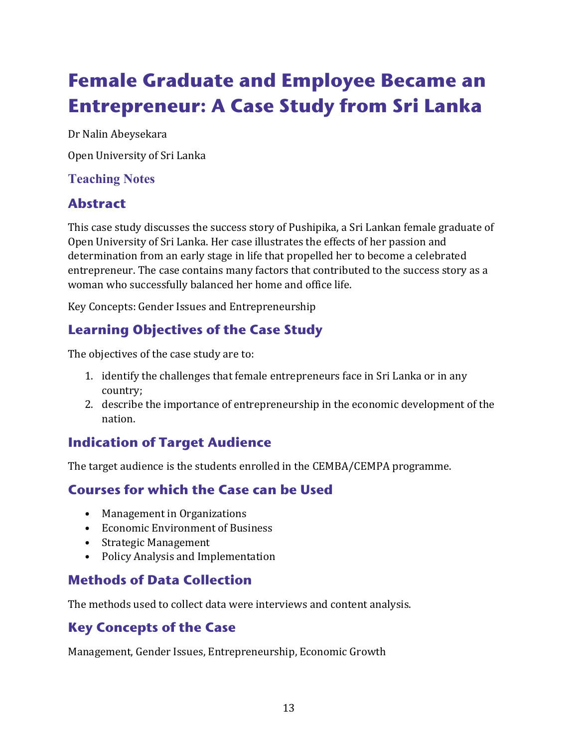# Female Graduate and Employee Became an Entrepreneur: A Case Study from Sri Lanka

Dr Nalin Abeysekara

Open University of Sri Lanka

### Teaching Notes

## Abstract

This case study discusses the success story of Pushipika, a Sri Lankan female graduate of Open University of Sri Lanka. Her case illustrates the effects of her passion and determination from an early stage in life that propelled her to become a celebrated entrepreneur. The case contains many factors that contributed to the success story as a woman who successfully balanced her home and office life.

Key Concepts: Gender Issues and Entrepreneurship

## Learning Objectives of the Case Study

The objectives of the case study are to:

1. identify the challenges that female entrepreneurs face in Sri Lanka or in any country;
2. describe the importance of entrepreneurship in the economic development of the nation.

## Indication of Target Audience

The target audience is the students enrolled in the CEMBA/CEMPA programme.

## Courses for which the Case can be Used

- Management in Organizations
- Economic Environment of Business
- Strategic Management
- Policy Analysis and Implementation

## Methods of Data Collection

The methods used to collect data were interviews and content analysis.

## Key Concepts of the Case

Management, Gender Issues, Entrepreneurship, Economic Growth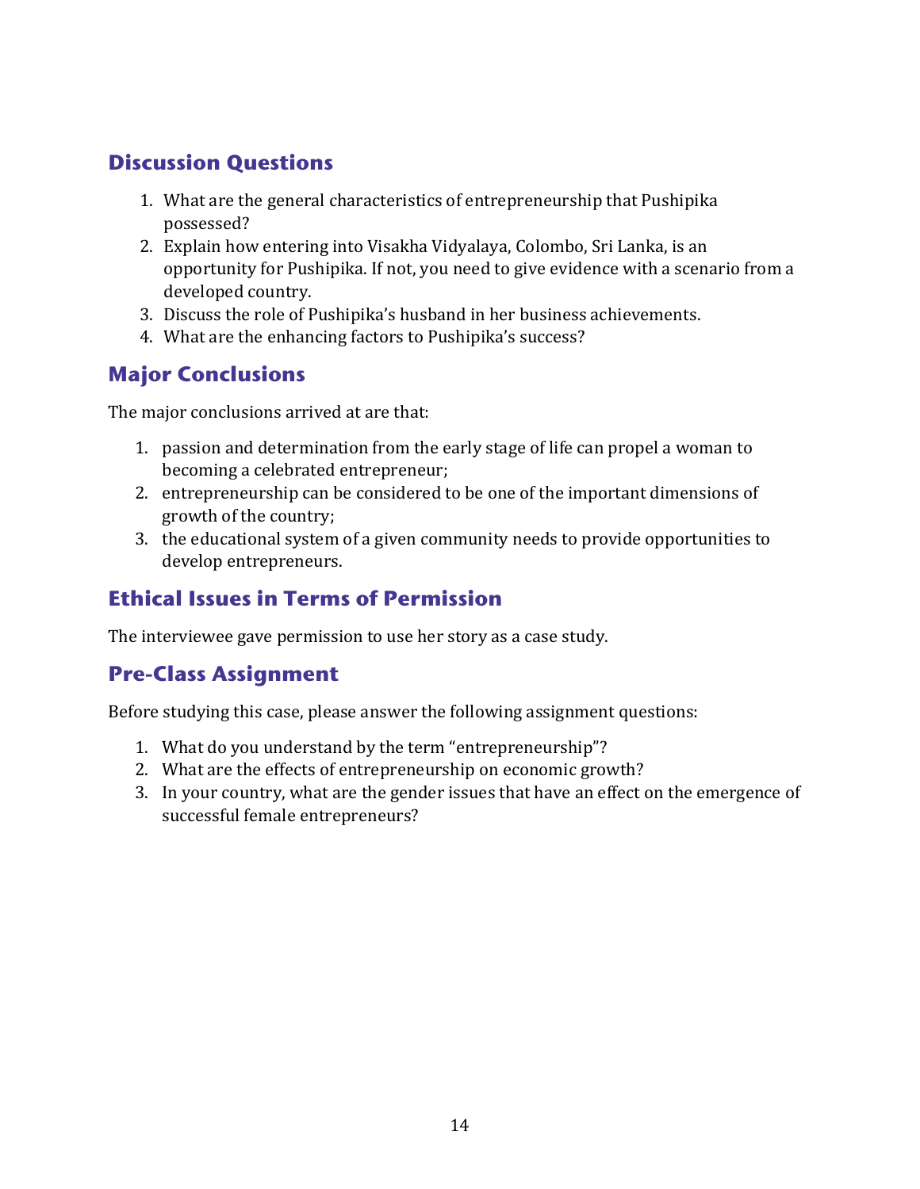## Discussion Questions

1. What are the general characteristics of entrepreneurship that Pushipika possessed?
2. Explain how entering into Visakha Vidyalaya, Colombo, Sri Lanka, is an opportunity for Pushipika. If not, you need to give evidence with a scenario from a developed country.
3. Discuss the role of Pushipika's husband in her business achievements.
4. What are the enhancing factors to Pushipika's success?

## Major Conclusions

The major conclusions arrived at are that:

1. passion and determination from the early stage of life can propel a woman to becoming a celebrated entrepreneur;
2. entrepreneurship can be considered to be one of the important dimensions of growth of the country;
3. the educational system of a given community needs to provide opportunities to develop entrepreneurs.

## Ethical Issues in Terms of Permission

The interviewee gave permission to use her story as a case study.

## Pre-Class Assignment

Before studying this case, please answer the following assignment questions:

1. What do you understand by the term "entrepreneurship"?
2. What are the effects of entrepreneurship on economic growth?
3. In your country, what are the gender issues that have an effect on the emergence of successful female entrepreneurs?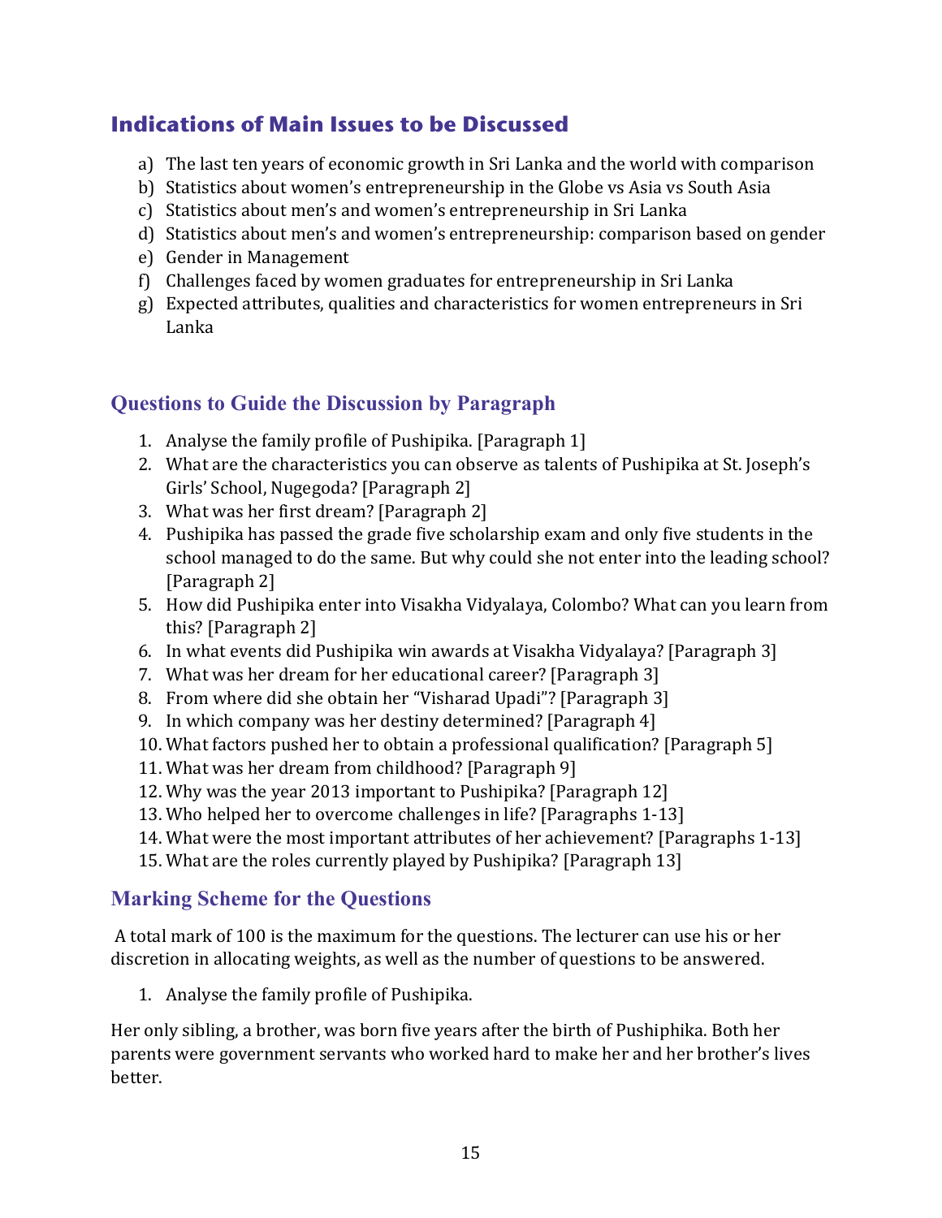## Indications of Main Issues to be Discussed

a) The last ten years of economic growth in Sri Lanka and the world with comparison
b) Statistics about women's entrepreneurship in the Globe vs Asia vs South Asia
c) Statistics about men's and women's entrepreneurship in Sri Lanka
d) Statistics about men's and women's entrepreneurship: comparison based on gender
e) Gender in Management
f) Challenges faced by women graduates for entrepreneurship in Sri Lanka
g) Expected attributes, qualities and characteristics for women entrepreneurs in Sri Lanka

## Questions to Guide the Discussion by Paragraph

1. Analyse the family profile of Pushipika. [Paragraph 1]
2. What are the characteristics you can observe as talents of Pushipika at St. Joseph's Girls' School, Nugegoda? [Paragraph 2]
3. What was her first dream? [Paragraph 2]
4. Pushipika has passed the grade five scholarship exam and only five students in the school managed to do the same. But why could she not enter into the leading school? [Paragraph 2]
5. How did Pushipika enter into Visakha Vidyalaya, Colombo? What can you learn from this? [Paragraph 2]
6. In what events did Pushipika win awards at Visakha Vidyalaya? [Paragraph 3]
7. What was her dream for her educational career? [Paragraph 3]
8. From where did she obtain her "Visharad Upadi"? [Paragraph 3]
9. In which company was her destiny determined? [Paragraph 4]
10. What factors pushed her to obtain a professional qualification? [Paragraph 5]
11. What was her dream from childhood? [Paragraph 9]
12. Why was the year 2013 important to Pushipika? [Paragraph 12]
13. Who helped her to overcome challenges in life? [Paragraphs 1-13]
14. What were the most important attributes of her achievement? [Paragraphs 1-13]
15. What are the roles currently played by Pushipika? [Paragraph 13]

## Marking Scheme for the Questions

A total mark of 100 is the maximum for the questions. The lecturer can use his or her discretion in allocating weights, as well as the number of questions to be answered.

1. Analyse the family profile of Pushipika.

Her only sibling, a brother, was born five years after the birth of Pushiphika. Both her parents were government servants who worked hard to make her and her brother's lives better.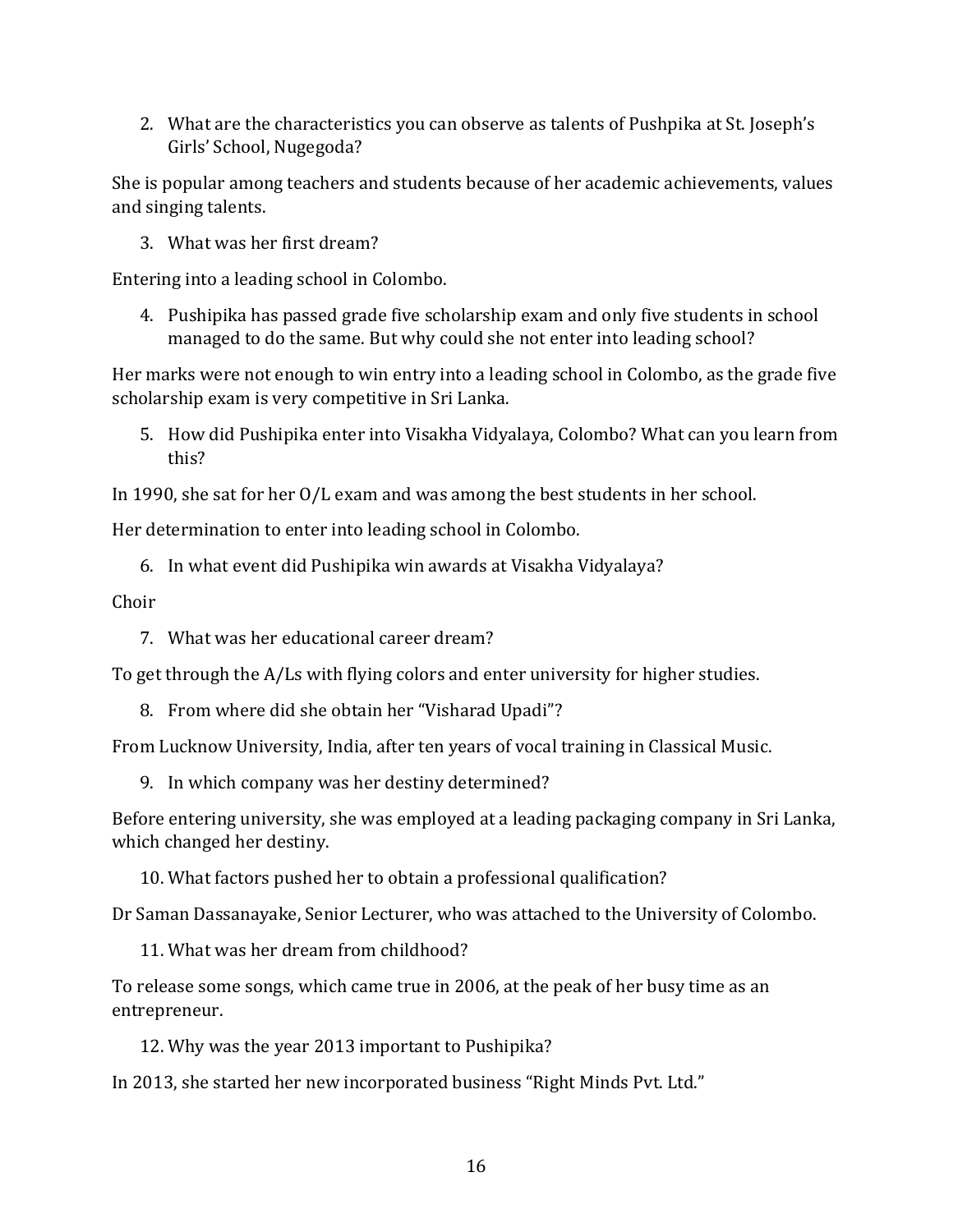2. What are the characteristics you can observe as talents of Pushpika at St. Joseph's Girls' School, Nugegoda?

She is popular among teachers and students because of her academic achievements, values and singing talents.

3. What was her first dream?

Entering into a leading school in Colombo.

4. Pushipika has passed grade five scholarship exam and only five students in school managed to do the same. But why could she not enter into leading school?

Her marks were not enough to win entry into a leading school in Colombo, as the grade five scholarship exam is very competitive in Sri Lanka.

5. How did Pushipika enter into Visakha Vidyalaya, Colombo? What can you learn from this?

In 1990, she sat for her O/L exam and was among the best students in her school.

Her determination to enter into leading school in Colombo.

6. In what event did Pushipika win awards at Visakha Vidyalaya?

Choir

7. What was her educational career dream?

To get through the A/Ls with flying colors and enter university for higher studies.

8. From where did she obtain her "Visharad Upadi"?

From Lucknow University, India, after ten years of vocal training in Classical Music.

9. In which company was her destiny determined?

Before entering university, she was employed at a leading packaging company in Sri Lanka, which changed her destiny.

10. What factors pushed her to obtain a professional qualification?

Dr Saman Dassanayake, Senior Lecturer, who was attached to the University of Colombo.

11. What was her dream from childhood?

To release some songs, which came true in 2006, at the peak of her busy time as an entrepreneur.

12. Why was the year 2013 important to Pushipika?

In 2013, she started her new incorporated business "Right Minds Pvt. Ltd."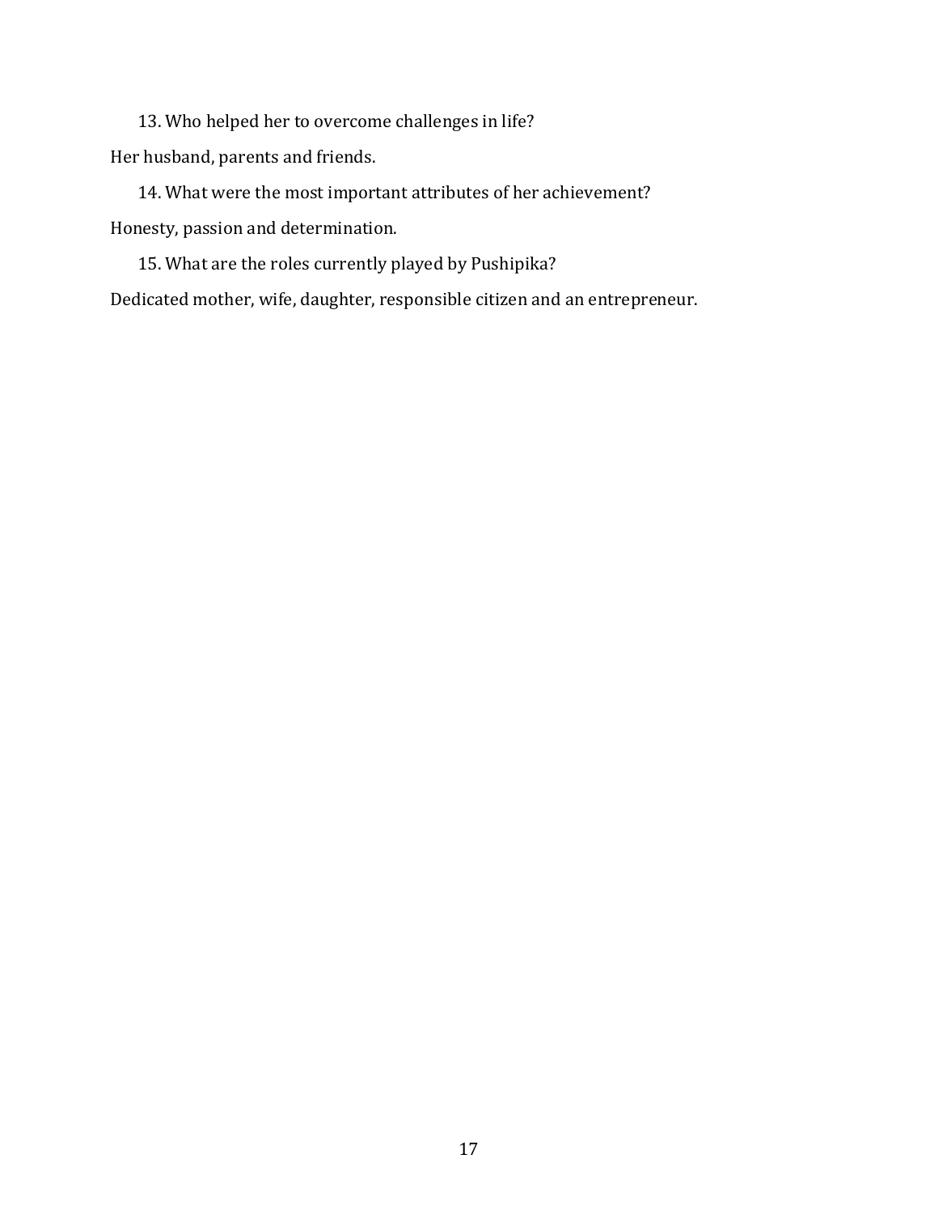13. Who helped her to overcome challenges in life?

Her husband, parents and friends.

14. What were the most important attributes of her achievement?

Honesty, passion and determination.

15. What are the roles currently played by Pushipika?

Dedicated mother, wife, daughter, responsible citizen and an entrepreneur.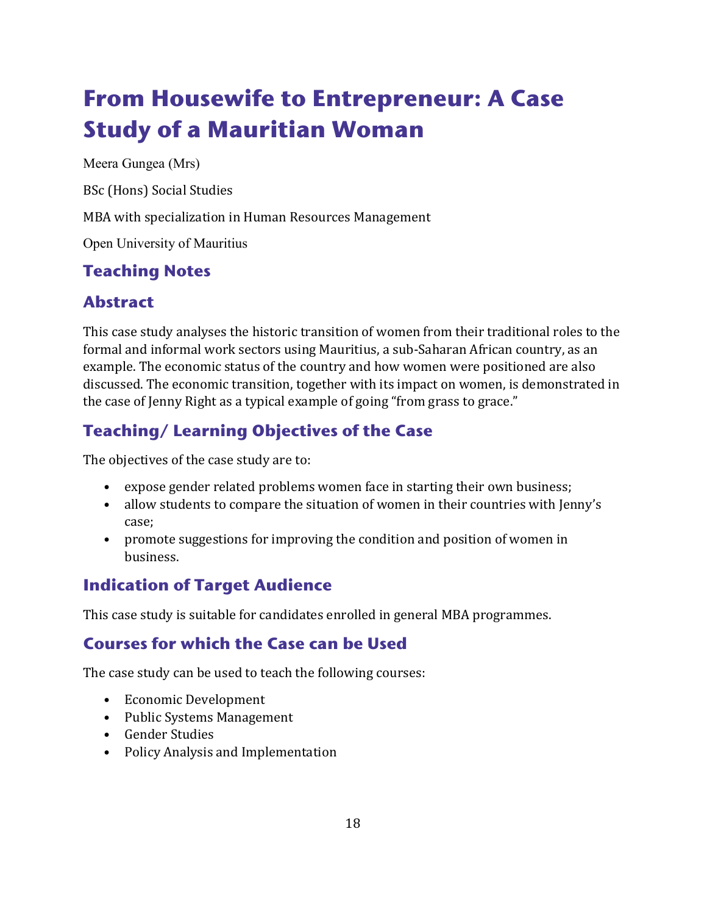# From Housewife to Entrepreneur: A Case Study of a Mauritian Woman

Meera Gungea (Mrs)

BSc (Hons) Social Studies

MBA with specialization in Human Resources Management

Open University of Mauritius

## Teaching Notes

## Abstract

This case study analyses the historic transition of women from their traditional roles to the formal and informal work sectors using Mauritius, a sub-Saharan African country, as an example. The economic status of the country and how women were positioned are also discussed. The economic transition, together with its impact on women, is demonstrated in the case of Jenny Right as a typical example of going "from grass to grace."

## Teaching/ Learning Objectives of the Case

The objectives of the case study are to:

- expose gender related problems women face in starting their own business;
- allow students to compare the situation of women in their countries with Jenny's case;
- promote suggestions for improving the condition and position of women in business.

## Indication of Target Audience

This case study is suitable for candidates enrolled in general MBA programmes.

## Courses for which the Case can be Used

The case study can be used to teach the following courses:

- Economic Development
- Public Systems Management
- Gender Studies
- Policy Analysis and Implementation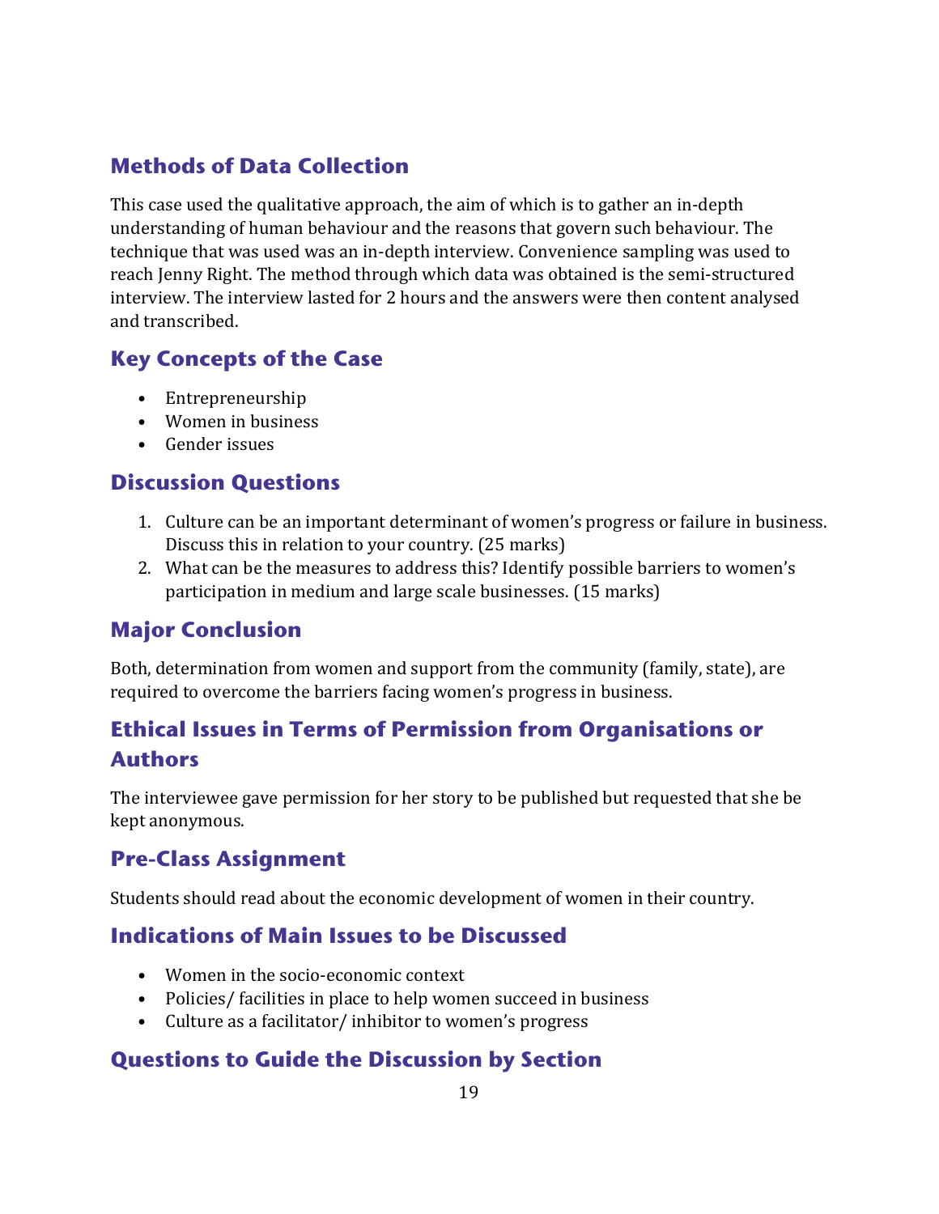## Methods of Data Collection

This case used the qualitative approach, the aim of which is to gather an in-depth understanding of human behaviour and the reasons that govern such behaviour. The technique that was used was an in-depth interview. Convenience sampling was used to reach Jenny Right. The method through which data was obtained is the semi-structured interview. The interview lasted for 2 hours and the answers were then content analysed and transcribed.

## Key Concepts of the Case

- Entrepreneurship
- Women in business
- Gender issues

## Discussion Questions

1. Culture can be an important determinant of women's progress or failure in business. Discuss this in relation to your country. (25 marks)
2. What can be the measures to address this? Identify possible barriers to women's participation in medium and large scale businesses. (15 marks)

## Major Conclusion

Both, determination from women and support from the community (family, state), are required to overcome the barriers facing women's progress in business.

## Ethical Issues in Terms of Permission from Organisations or Authors

The interviewee gave permission for her story to be published but requested that she be kept anonymous.

## Pre-Class Assignment

Students should read about the economic development of women in their country.

## Indications of Main Issues to be Discussed

- Women in the socio-economic context
- Policies/ facilities in place to help women succeed in business
- Culture as a facilitator/ inhibitor to women's progress

## Questions to Guide the Discussion by Section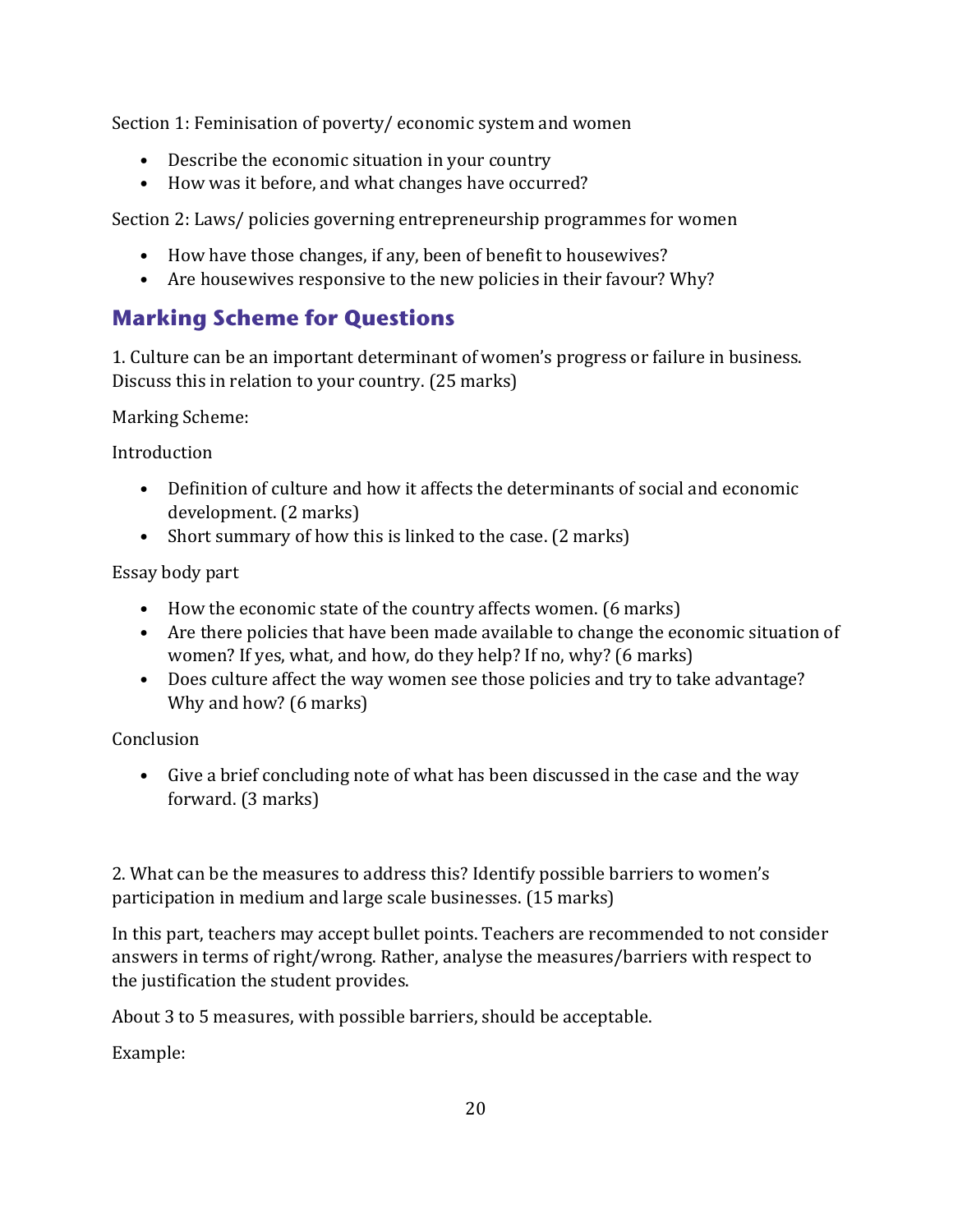Section 1: Feminisation of poverty/ economic system and women

- Describe the economic situation in your country
- How was it before, and what changes have occurred?

Section 2: Laws/ policies governing entrepreneurship programmes for women

- How have those changes, if any, been of benefit to housewives?
- Are housewives responsive to the new policies in their favour? Why?

## Marking Scheme for Questions

1. Culture can be an important determinant of women's progress or failure in business. Discuss this in relation to your country. (25 marks)

Marking Scheme:

Introduction

- Definition of culture and how it affects the determinants of social and economic development. (2 marks)
- Short summary of how this is linked to the case. (2 marks)

Essay body part

- How the economic state of the country affects women. (6 marks)
- Are there policies that have been made available to change the economic situation of women? If yes, what, and how, do they help? If no, why? (6 marks)
- Does culture affect the way women see those policies and try to take advantage? Why and how? (6 marks)

Conclusion

- Give a brief concluding note of what has been discussed in the case and the way forward. (3 marks)

2. What can be the measures to address this? Identify possible barriers to women's participation in medium and large scale businesses. (15 marks)

In this part, teachers may accept bullet points. Teachers are recommended to not consider answers in terms of right/wrong. Rather, analyse the measures/barriers with respect to the justification the student provides.

About 3 to 5 measures, with possible barriers, should be acceptable.

Example: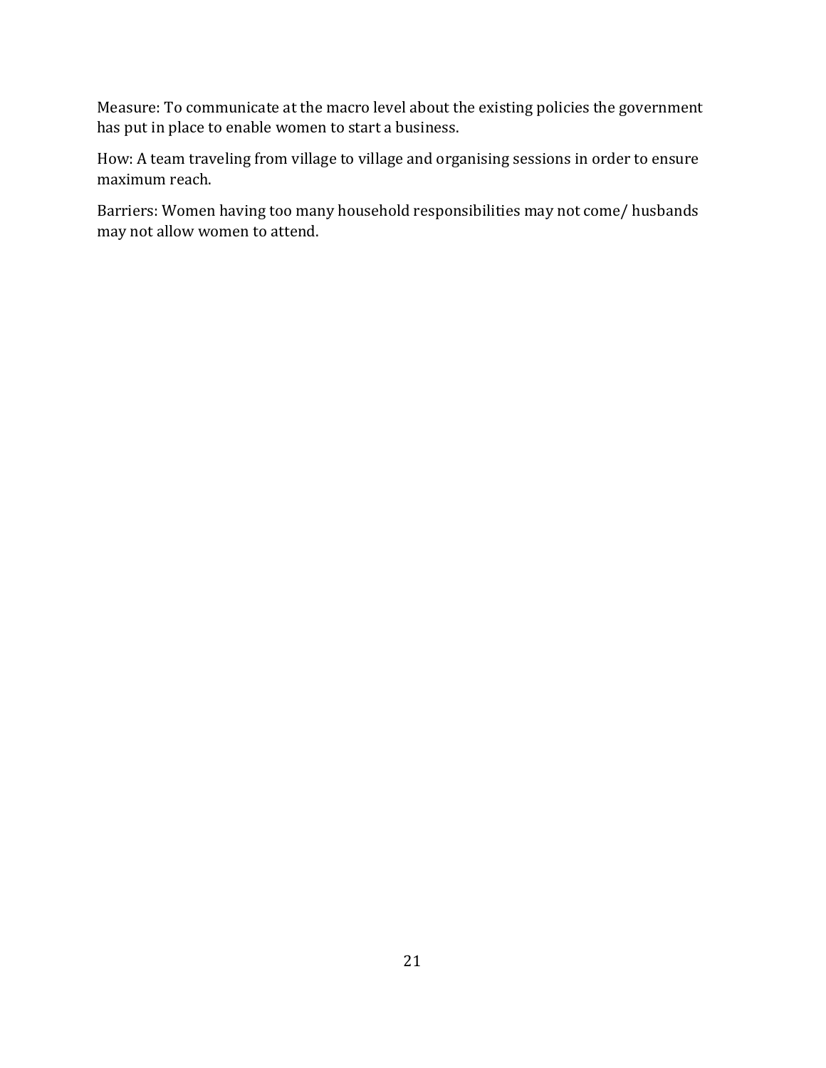Measure: To communicate at the macro level about the existing policies the government has put in place to enable women to start a business.

How: A team traveling from village to village and organising sessions in order to ensure maximum reach.

Barriers: Women having too many household responsibilities may not come/ husbands may not allow women to attend.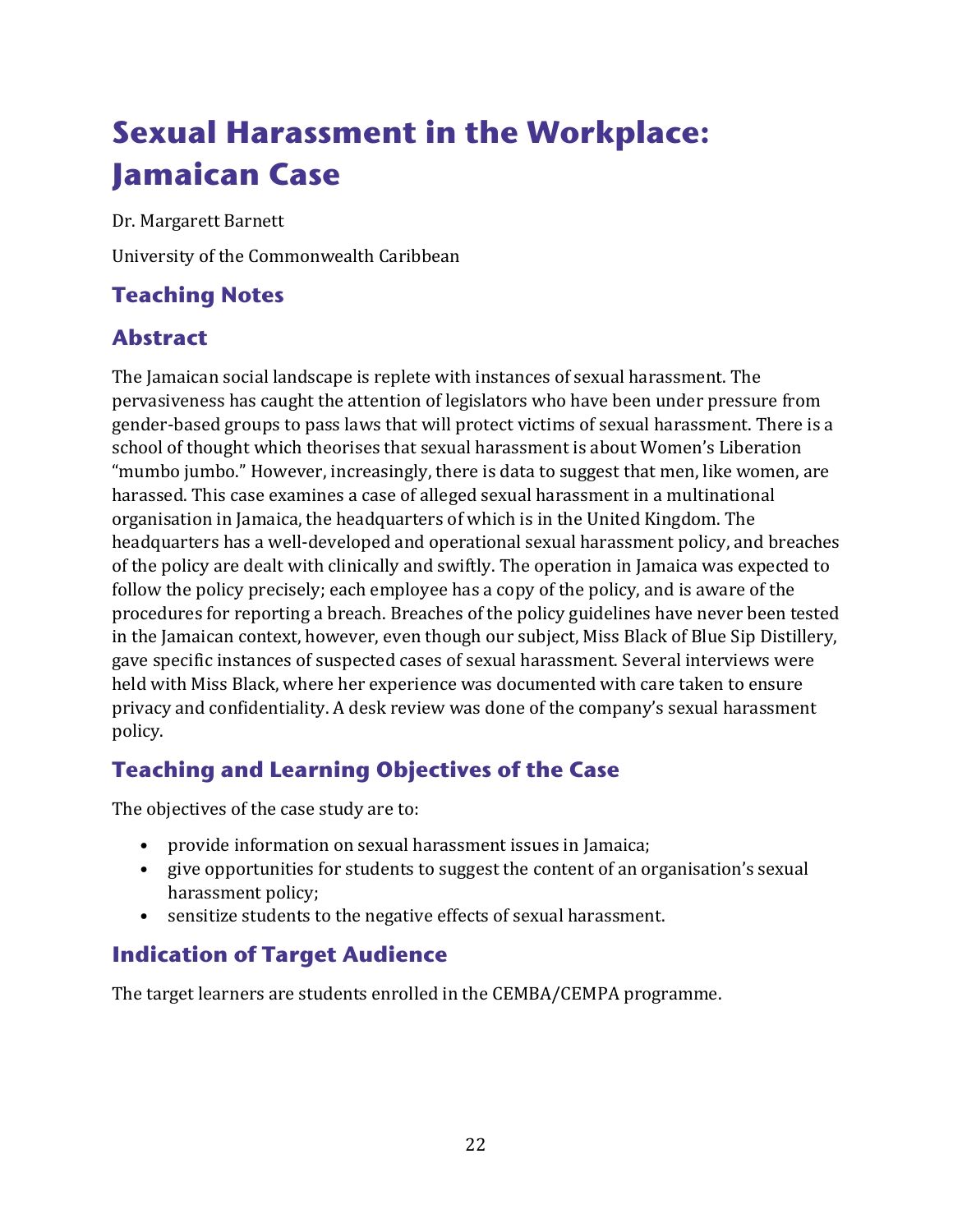# Sexual Harassment in the Workplace: Jamaican Case

Dr. Margarett Barnett

University of the Commonwealth Caribbean

## Teaching Notes

## Abstract

The Jamaican social landscape is replete with instances of sexual harassment. The pervasiveness has caught the attention of legislators who have been under pressure from gender-based groups to pass laws that will protect victims of sexual harassment. There is a school of thought which theorises that sexual harassment is about Women's Liberation "mumbo jumbo." However, increasingly, there is data to suggest that men, like women, are harassed. This case examines a case of alleged sexual harassment in a multinational organisation in Jamaica, the headquarters of which is in the United Kingdom. The headquarters has a well-developed and operational sexual harassment policy, and breaches of the policy are dealt with clinically and swiftly. The operation in Jamaica was expected to follow the policy precisely; each employee has a copy of the policy, and is aware of the procedures for reporting a breach. Breaches of the policy guidelines have never been tested in the Jamaican context, however, even though our subject, Miss Black of Blue Sip Distillery, gave specific instances of suspected cases of sexual harassment. Several interviews were held with Miss Black, where her experience was documented with care taken to ensure privacy and confidentiality. A desk review was done of the company's sexual harassment policy.

## Teaching and Learning Objectives of the Case

The objectives of the case study are to:

- provide information on sexual harassment issues in Jamaica;
- give opportunities for students to suggest the content of an organisation's sexual harassment policy;
- sensitize students to the negative effects of sexual harassment.

## Indication of Target Audience

The target learners are students enrolled in the CEMBA/CEMPA programme.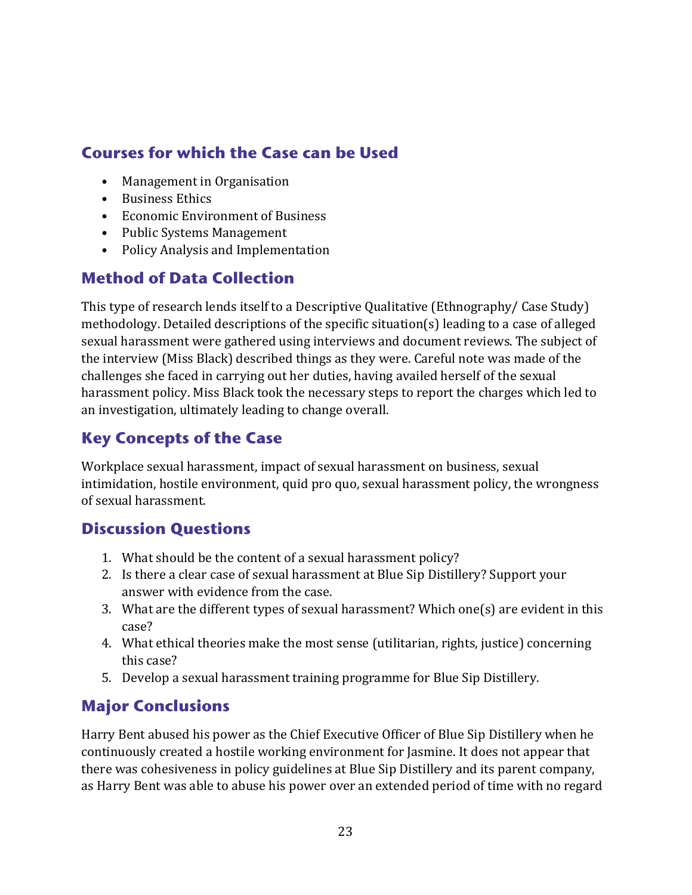## Courses for which the Case can be Used

- Management in Organisation
- Business Ethics
- Economic Environment of Business
- Public Systems Management
- Policy Analysis and Implementation

## Method of Data Collection

This type of research lends itself to a Descriptive Qualitative (Ethnography/ Case Study) methodology. Detailed descriptions of the specific situation(s) leading to a case of alleged sexual harassment were gathered using interviews and document reviews. The subject of the interview (Miss Black) described things as they were. Careful note was made of the challenges she faced in carrying out her duties, having availed herself of the sexual harassment policy. Miss Black took the necessary steps to report the charges which led to an investigation, ultimately leading to change overall.

## Key Concepts of the Case

Workplace sexual harassment, impact of sexual harassment on business, sexual intimidation, hostile environment, quid pro quo, sexual harassment policy, the wrongness of sexual harassment.

## Discussion Questions

1. What should be the content of a sexual harassment policy?
2. Is there a clear case of sexual harassment at Blue Sip Distillery? Support your answer with evidence from the case.
3. What are the different types of sexual harassment? Which one(s) are evident in this case?
4. What ethical theories make the most sense (utilitarian, rights, justice) concerning this case?
5. Develop a sexual harassment training programme for Blue Sip Distillery.

## Major Conclusions

Harry Bent abused his power as the Chief Executive Officer of Blue Sip Distillery when he continuously created a hostile working environment for Jasmine. It does not appear that there was cohesiveness in policy guidelines at Blue Sip Distillery and its parent company, as Harry Bent was able to abuse his power over an extended period of time with no regard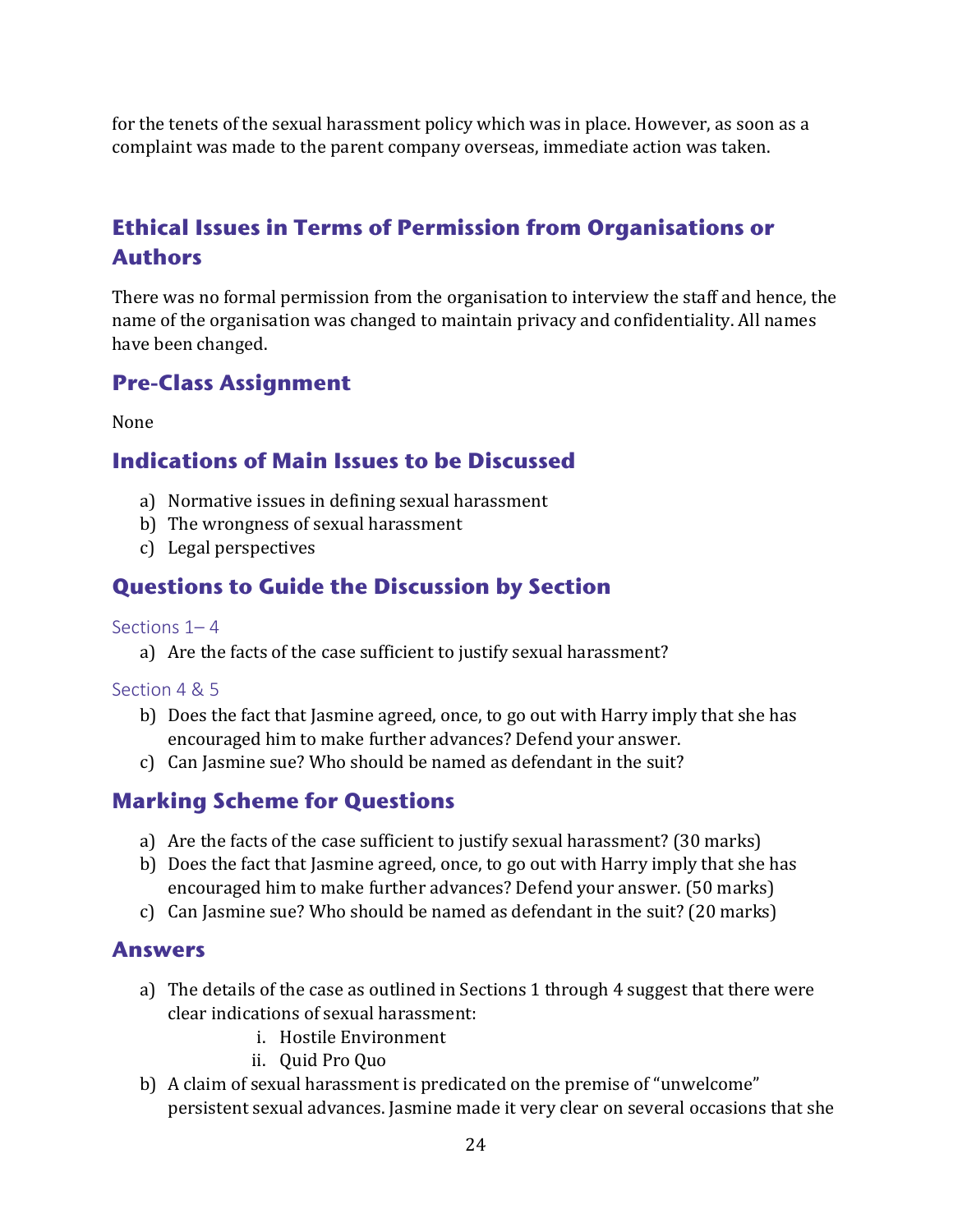for the tenets of the sexual harassment policy which was in place. However, as soon as a complaint was made to the parent company overseas, immediate action was taken.

## Ethical Issues in Terms of Permission from Organisations or Authors

There was no formal permission from the organisation to interview the staff and hence, the name of the organisation was changed to maintain privacy and confidentiality. All names have been changed.

## Pre-Class Assignment

None

## Indications of Main Issues to be Discussed

a) Normative issues in defining sexual harassment
b) The wrongness of sexual harassment
c) Legal perspectives

## Questions to Guide the Discussion by Section

### Sections 1– 4

a) Are the facts of the case sufficient to justify sexual harassment?

### Section 4 & 5

b) Does the fact that Jasmine agreed, once, to go out with Harry imply that she has encouraged him to make further advances? Defend your answer.
c) Can Jasmine sue? Who should be named as defendant in the suit?

## Marking Scheme for Questions

a) Are the facts of the case sufficient to justify sexual harassment? (30 marks)
b) Does the fact that Jasmine agreed, once, to go out with Harry imply that she has encouraged him to make further advances? Defend your answer. (50 marks)
c) Can Jasmine sue? Who should be named as defendant in the suit? (20 marks)

## Answers

a) The details of the case as outlined in Sections 1 through 4 suggest that there were clear indications of sexual harassment:
    i. Hostile Environment
    ii. Quid Pro Quo
b) A claim of sexual harassment is predicated on the premise of "unwelcome" persistent sexual advances. Jasmine made it very clear on several occasions that she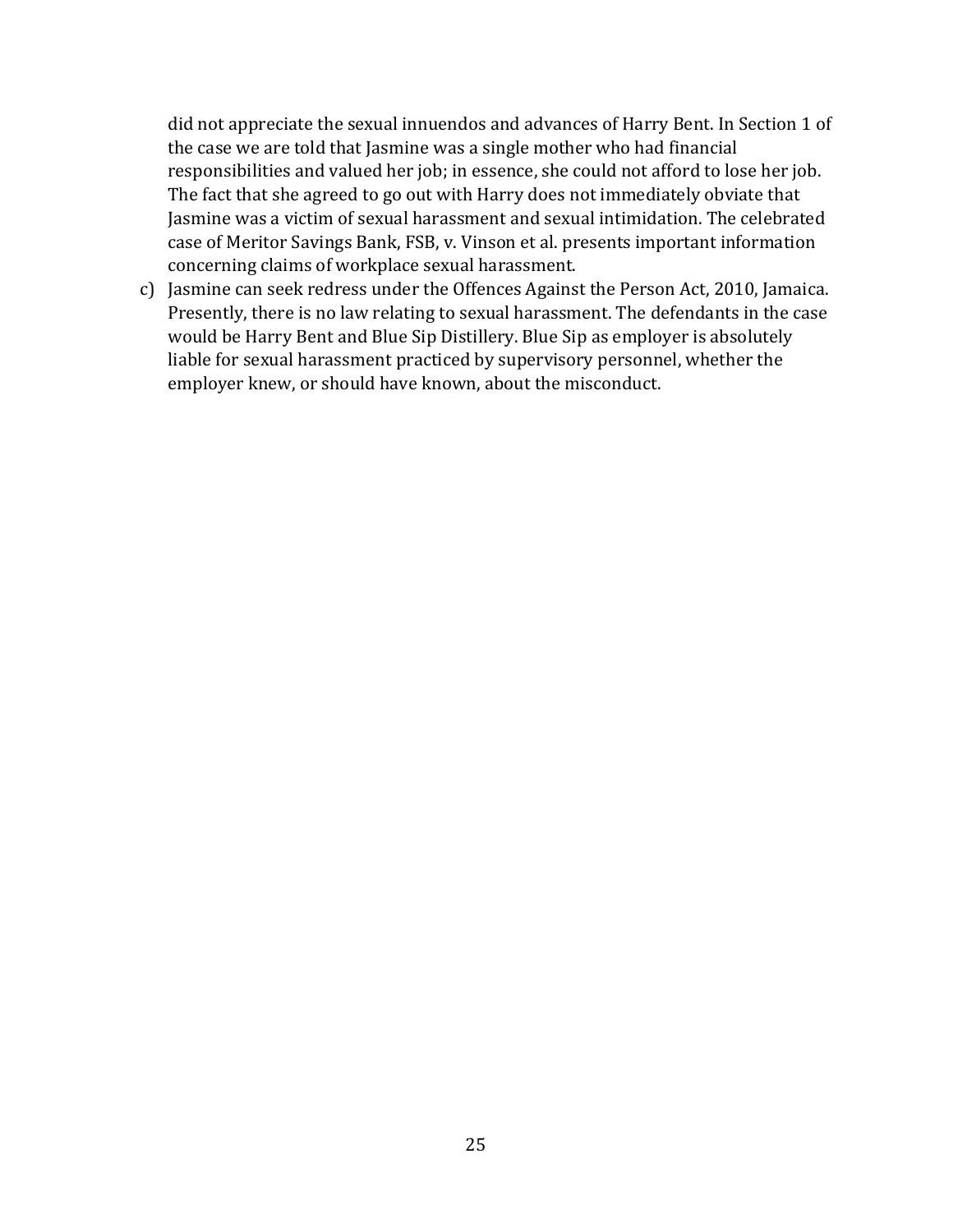did not appreciate the sexual innuendos and advances of Harry Bent. In Section 1 of the case we are told that Jasmine was a single mother who had financial responsibilities and valued her job; in essence, she could not afford to lose her job. The fact that she agreed to go out with Harry does not immediately obviate that Jasmine was a victim of sexual harassment and sexual intimidation. The celebrated case of Meritor Savings Bank, FSB, v. Vinson et al. presents important information concerning claims of workplace sexual harassment.

c) Jasmine can seek redress under the Offences Against the Person Act, 2010, Jamaica. Presently, there is no law relating to sexual harassment. The defendants in the case would be Harry Bent and Blue Sip Distillery. Blue Sip as employer is absolutely liable for sexual harassment practiced by supervisory personnel, whether the employer knew, or should have known, about the misconduct.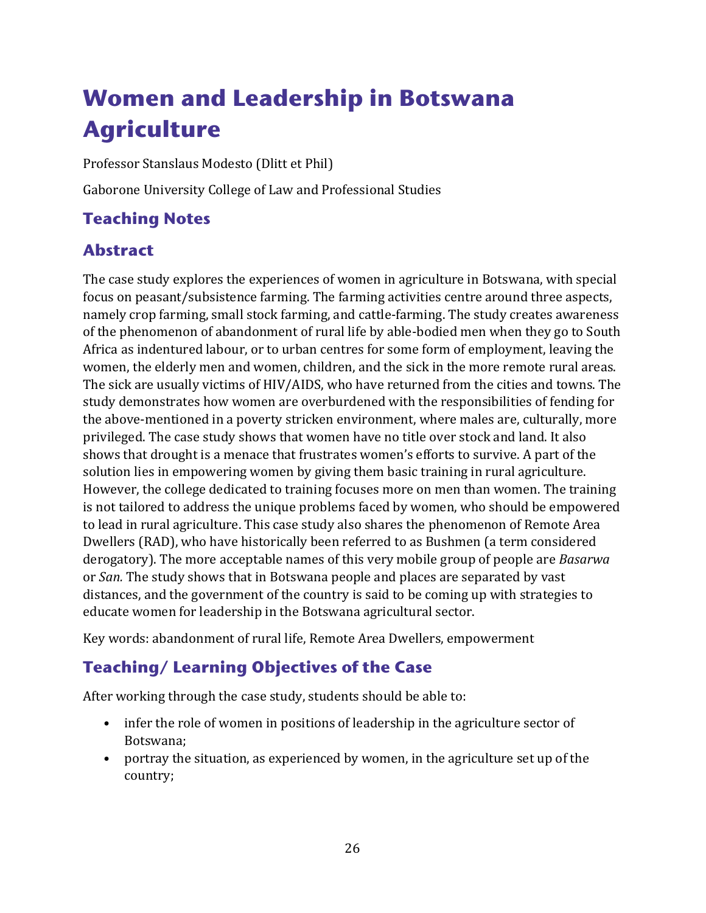# Women and Leadership in Botswana Agriculture

Professor Stanslaus Modesto (Dlitt et Phil)

Gaborone University College of Law and Professional Studies

## Teaching Notes

## Abstract

The case study explores the experiences of women in agriculture in Botswana, with special focus on peasant/subsistence farming. The farming activities centre around three aspects, namely crop farming, small stock farming, and cattle-farming. The study creates awareness of the phenomenon of abandonment of rural life by able-bodied men when they go to South Africa as indentured labour, or to urban centres for some form of employment, leaving the women, the elderly men and women, children, and the sick in the more remote rural areas. The sick are usually victims of HIV/AIDS, who have returned from the cities and towns. The study demonstrates how women are overburdened with the responsibilities of fending for the above-mentioned in a poverty stricken environment, where males are, culturally, more privileged. The case study shows that women have no title over stock and land. It also shows that drought is a menace that frustrates women's efforts to survive. A part of the solution lies in empowering women by giving them basic training in rural agriculture. However, the college dedicated to training focuses more on men than women. The training is not tailored to address the unique problems faced by women, who should be empowered to lead in rural agriculture. This case study also shares the phenomenon of Remote Area Dwellers (RAD), who have historically been referred to as Bushmen (a term considered derogatory). The more acceptable names of this very mobile group of people are *Basarwa* or *San.* The study shows that in Botswana people and places are separated by vast distances, and the government of the country is said to be coming up with strategies to educate women for leadership in the Botswana agricultural sector.

Key words: abandonment of rural life, Remote Area Dwellers, empowerment

## Teaching/ Learning Objectives of the Case

After working through the case study, students should be able to:

- infer the role of women in positions of leadership in the agriculture sector of Botswana;
- portray the situation, as experienced by women, in the agriculture set up of the country;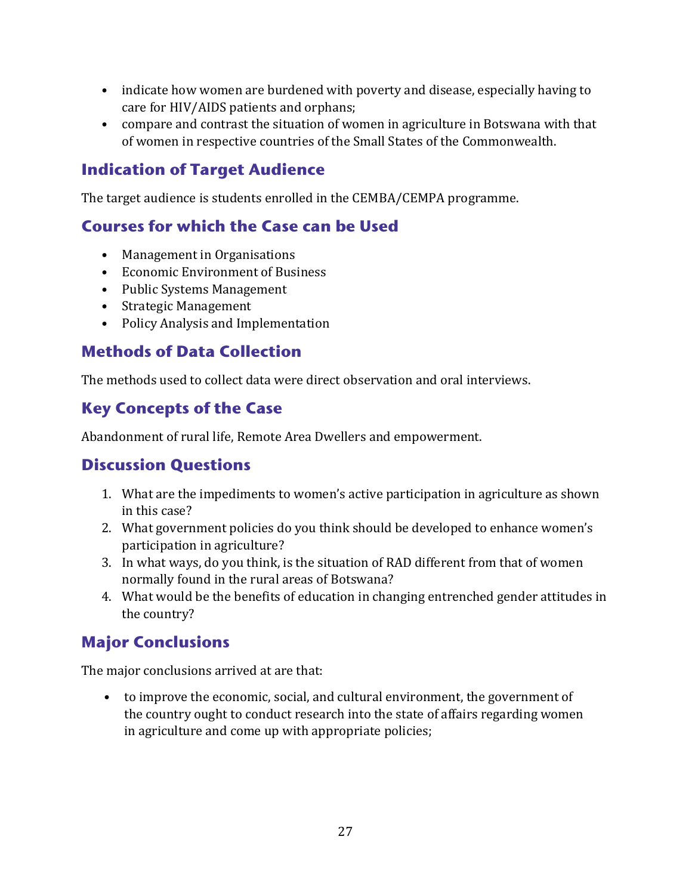- indicate how women are burdened with poverty and disease, especially having to care for HIV/AIDS patients and orphans;
- compare and contrast the situation of women in agriculture in Botswana with that of women in respective countries of the Small States of the Commonwealth.

## Indication of Target Audience

The target audience is students enrolled in the CEMBA/CEMPA programme.

## Courses for which the Case can be Used

- Management in Organisations
- Economic Environment of Business
- Public Systems Management
- Strategic Management
- Policy Analysis and Implementation

## Methods of Data Collection

The methods used to collect data were direct observation and oral interviews.

## Key Concepts of the Case

Abandonment of rural life, Remote Area Dwellers and empowerment.

## Discussion Questions

1. What are the impediments to women's active participation in agriculture as shown in this case?
2. What government policies do you think should be developed to enhance women's participation in agriculture?
3. In what ways, do you think, is the situation of RAD different from that of women normally found in the rural areas of Botswana?
4. What would be the benefits of education in changing entrenched gender attitudes in the country?

## Major Conclusions

The major conclusions arrived at are that:

- to improve the economic, social, and cultural environment, the government of the country ought to conduct research into the state of affairs regarding women in agriculture and come up with appropriate policies;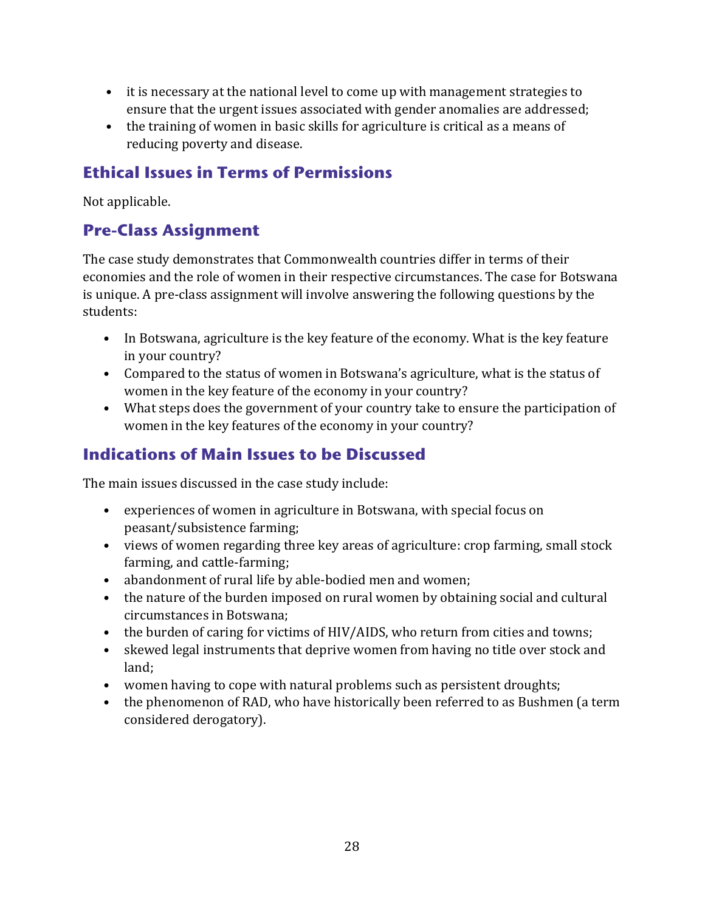- it is necessary at the national level to come up with management strategies to ensure that the urgent issues associated with gender anomalies are addressed;
- the training of women in basic skills for agriculture is critical as a means of reducing poverty and disease.

## Ethical Issues in Terms of Permissions

Not applicable.

## Pre-Class Assignment

The case study demonstrates that Commonwealth countries differ in terms of their economies and the role of women in their respective circumstances. The case for Botswana is unique. A pre-class assignment will involve answering the following questions by the students:

- In Botswana, agriculture is the key feature of the economy. What is the key feature in your country?
- Compared to the status of women in Botswana's agriculture, what is the status of women in the key feature of the economy in your country?
- What steps does the government of your country take to ensure the participation of women in the key features of the economy in your country?

## Indications of Main Issues to be Discussed

The main issues discussed in the case study include:

- experiences of women in agriculture in Botswana, with special focus on peasant/subsistence farming;
- views of women regarding three key areas of agriculture: crop farming, small stock farming, and cattle-farming;
- abandonment of rural life by able-bodied men and women;
- the nature of the burden imposed on rural women by obtaining social and cultural circumstances in Botswana;
- the burden of caring for victims of HIV/AIDS, who return from cities and towns;
- skewed legal instruments that deprive women from having no title over stock and land;
- women having to cope with natural problems such as persistent droughts;
- the phenomenon of RAD, who have historically been referred to as Bushmen (a term considered derogatory).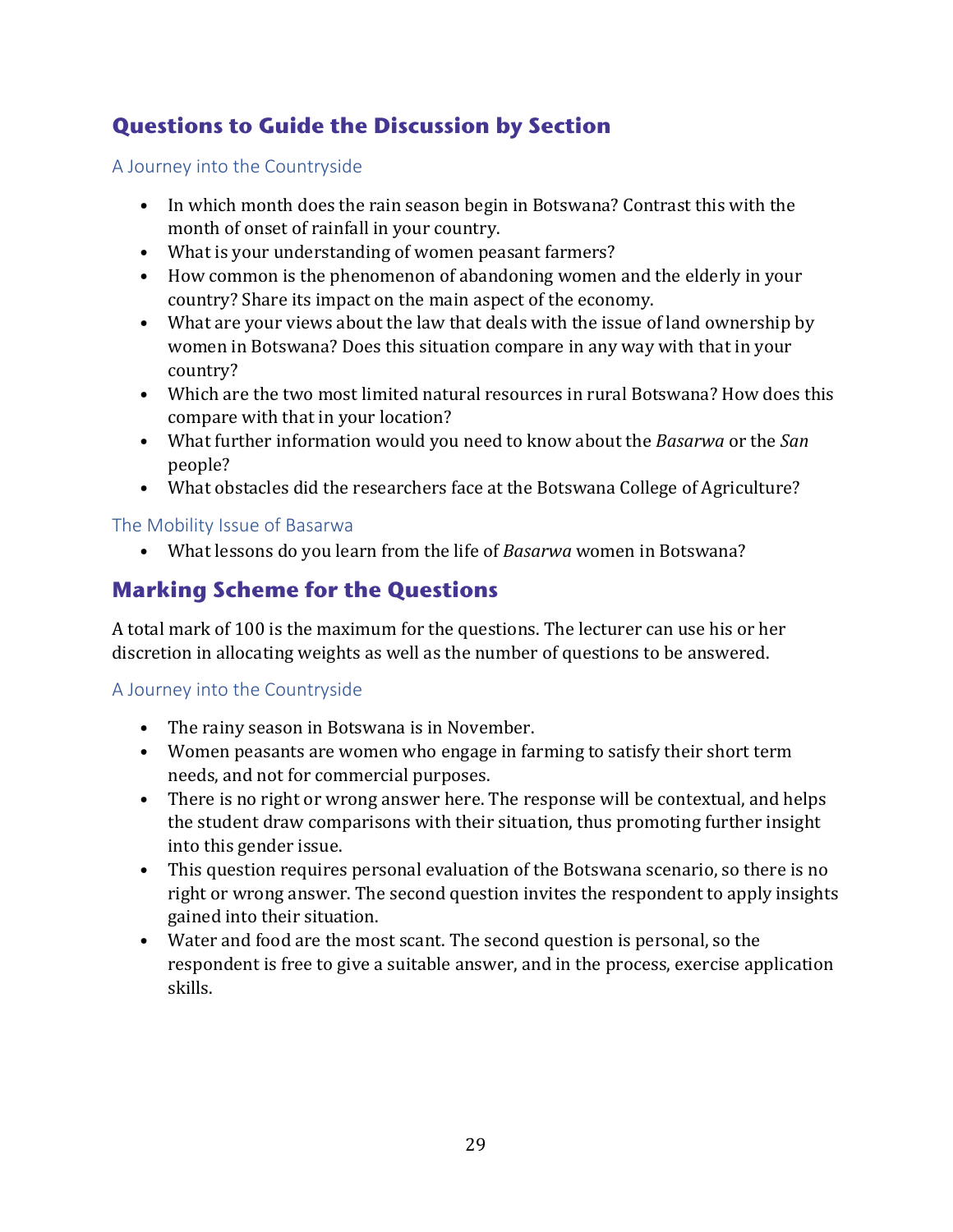## Questions to Guide the Discussion by Section

### A Journey into the Countryside

- In which month does the rain season begin in Botswana? Contrast this with the month of onset of rainfall in your country.
- What is your understanding of women peasant farmers?
- How common is the phenomenon of abandoning women and the elderly in your country? Share its impact on the main aspect of the economy.
- What are your views about the law that deals with the issue of land ownership by women in Botswana? Does this situation compare in any way with that in your country?
- Which are the two most limited natural resources in rural Botswana? How does this compare with that in your location?
- What further information would you need to know about the *Basarwa* or the *San* people?
- What obstacles did the researchers face at the Botswana College of Agriculture?

### The Mobility Issue of Basarwa

- What lessons do you learn from the life of *Basarwa* women in Botswana?

## Marking Scheme for the Questions

A total mark of 100 is the maximum for the questions. The lecturer can use his or her discretion in allocating weights as well as the number of questions to be answered.

### A Journey into the Countryside

- The rainy season in Botswana is in November.
- Women peasants are women who engage in farming to satisfy their short term needs, and not for commercial purposes.
- There is no right or wrong answer here. The response will be contextual, and helps the student draw comparisons with their situation, thus promoting further insight into this gender issue.
- This question requires personal evaluation of the Botswana scenario, so there is no right or wrong answer. The second question invites the respondent to apply insights gained into their situation.
- Water and food are the most scant. The second question is personal, so the respondent is free to give a suitable answer, and in the process, exercise application skills.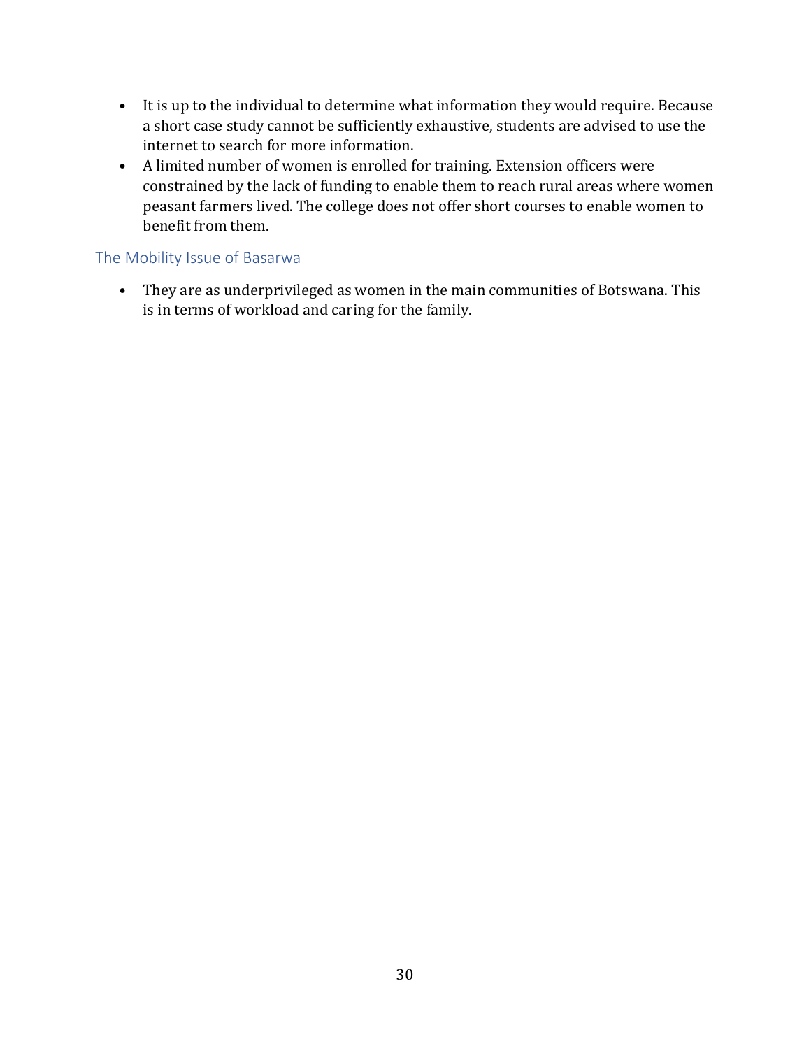- It is up to the individual to determine what information they would require. Because a short case study cannot be sufficiently exhaustive, students are advised to use the internet to search for more information.
- A limited number of women is enrolled for training. Extension officers were constrained by the lack of funding to enable them to reach rural areas where women peasant farmers lived. The college does not offer short courses to enable women to benefit from them.

### The Mobility Issue of Basarwa

- They are as underprivileged as women in the main communities of Botswana. This is in terms of workload and caring for the family.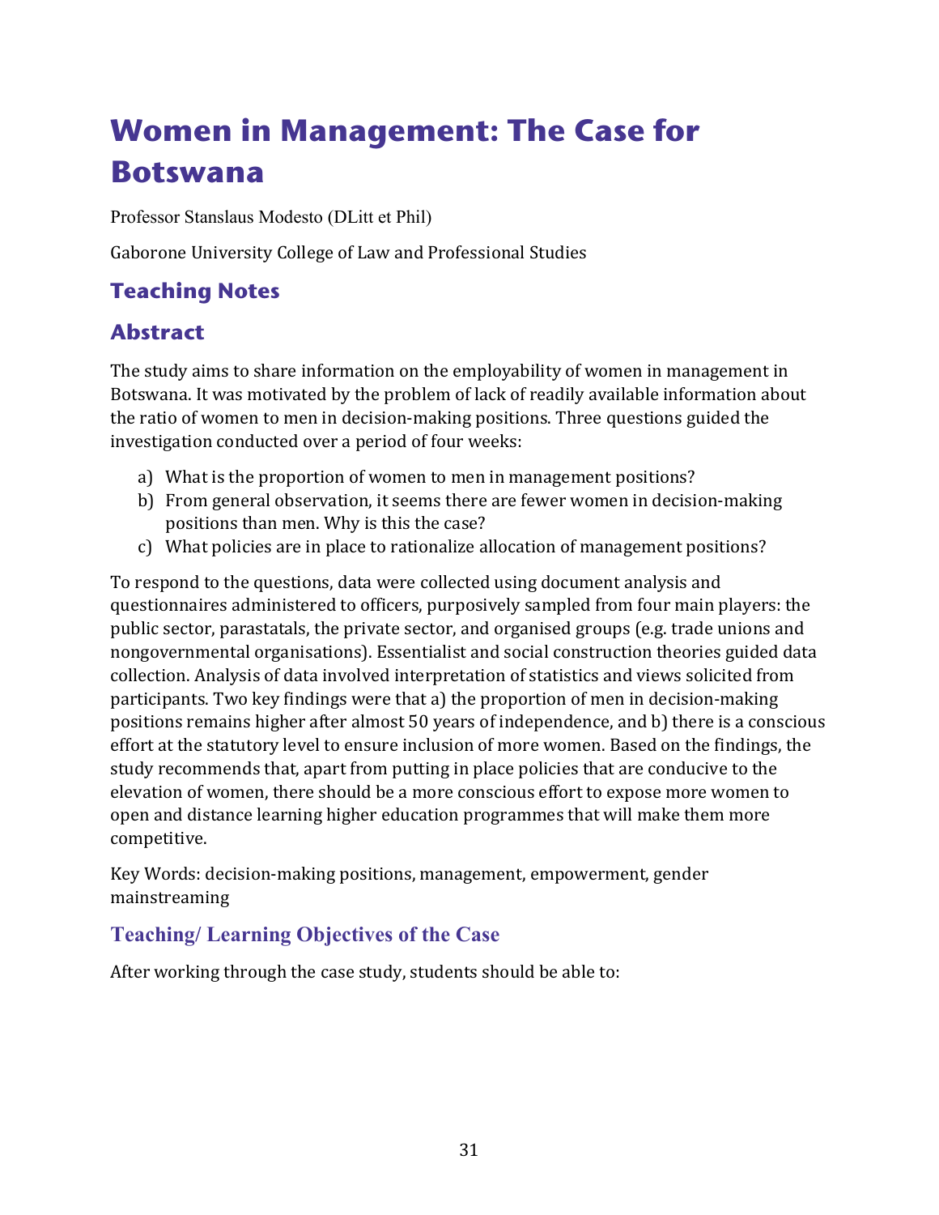# Women in Management: The Case for Botswana

Professor Stanslaus Modesto (DLitt et Phil)

Gaborone University College of Law and Professional Studies

## Teaching Notes

## Abstract

The study aims to share information on the employability of women in management in Botswana. It was motivated by the problem of lack of readily available information about the ratio of women to men in decision-making positions. Three questions guided the investigation conducted over a period of four weeks:

a) What is the proportion of women to men in management positions?
b) From general observation, it seems there are fewer women in decision-making positions than men. Why is this the case?
c) What policies are in place to rationalize allocation of management positions?

To respond to the questions, data were collected using document analysis and questionnaires administered to officers, purposively sampled from four main players: the public sector, parastatals, the private sector, and organised groups (e.g. trade unions and nongovernmental organisations). Essentialist and social construction theories guided data collection. Analysis of data involved interpretation of statistics and views solicited from participants. Two key findings were that a) the proportion of men in decision-making positions remains higher after almost 50 years of independence, and b) there is a conscious effort at the statutory level to ensure inclusion of more women. Based on the findings, the study recommends that, apart from putting in place policies that are conducive to the elevation of women, there should be a more conscious effort to expose more women to open and distance learning higher education programmes that will make them more competitive.

Key Words: decision-making positions, management, empowerment, gender mainstreaming

### Teaching/ Learning Objectives of the Case

After working through the case study, students should be able to: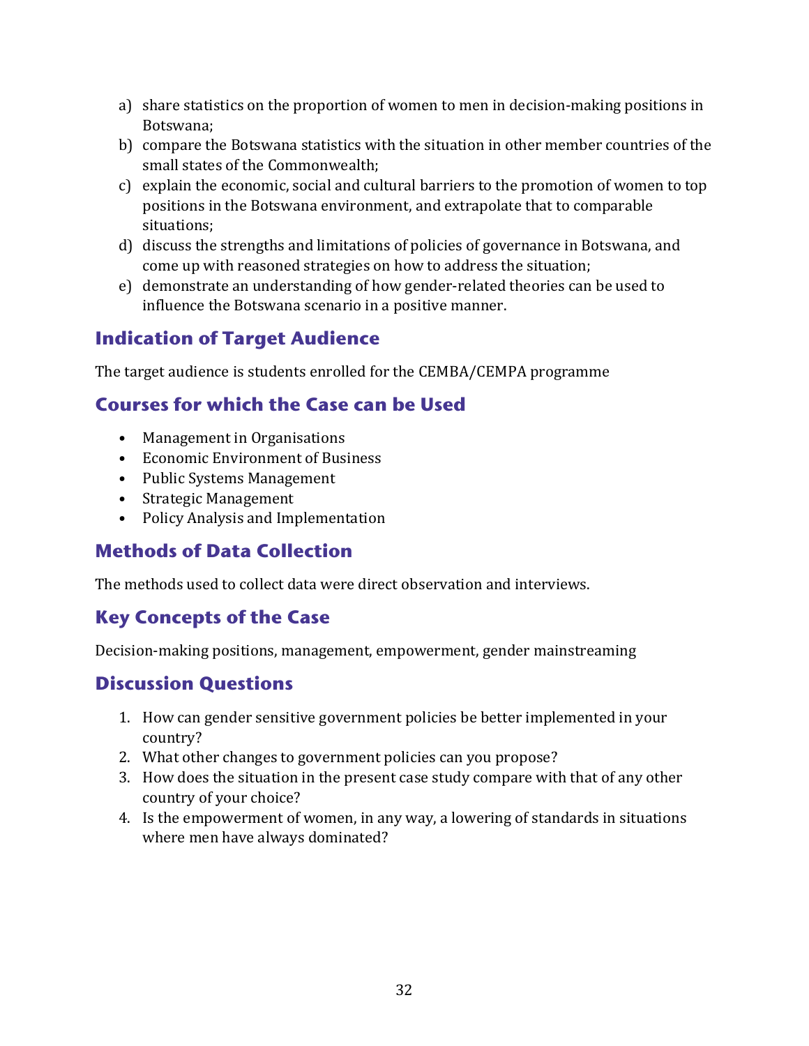a) share statistics on the proportion of women to men in decision-making positions in Botswana;
b) compare the Botswana statistics with the situation in other member countries of the small states of the Commonwealth;
c) explain the economic, social and cultural barriers to the promotion of women to top positions in the Botswana environment, and extrapolate that to comparable situations;
d) discuss the strengths and limitations of policies of governance in Botswana, and come up with reasoned strategies on how to address the situation;
e) demonstrate an understanding of how gender-related theories can be used to influence the Botswana scenario in a positive manner.

## Indication of Target Audience

The target audience is students enrolled for the CEMBA/CEMPA programme

## Courses for which the Case can be Used

- Management in Organisations
- Economic Environment of Business
- Public Systems Management
- Strategic Management
- Policy Analysis and Implementation

## Methods of Data Collection

The methods used to collect data were direct observation and interviews.

## Key Concepts of the Case

Decision-making positions, management, empowerment, gender mainstreaming

## Discussion Questions

1. How can gender sensitive government policies be better implemented in your country?
2. What other changes to government policies can you propose?
3. How does the situation in the present case study compare with that of any other country of your choice?
4. Is the empowerment of women, in any way, a lowering of standards in situations where men have always dominated?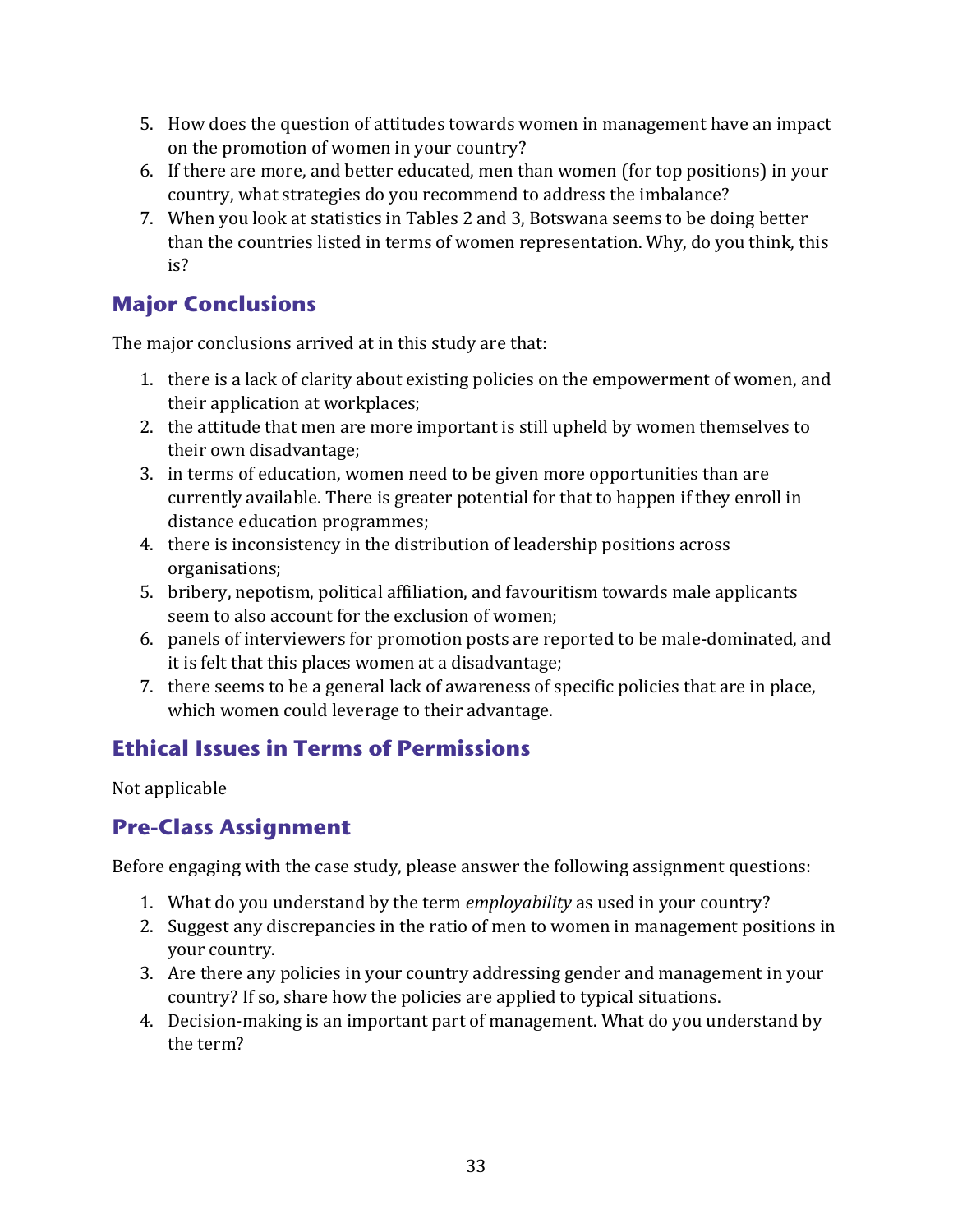5. How does the question of attitudes towards women in management have an impact on the promotion of women in your country?
6. If there are more, and better educated, men than women (for top positions) in your country, what strategies do you recommend to address the imbalance?
7. When you look at statistics in Tables 2 and 3, Botswana seems to be doing better than the countries listed in terms of women representation. Why, do you think, this is?

## Major Conclusions

The major conclusions arrived at in this study are that:

1. there is a lack of clarity about existing policies on the empowerment of women, and their application at workplaces;
2. the attitude that men are more important is still upheld by women themselves to their own disadvantage;
3. in terms of education, women need to be given more opportunities than are currently available. There is greater potential for that to happen if they enroll in distance education programmes;
4. there is inconsistency in the distribution of leadership positions across organisations;
5. bribery, nepotism, political affiliation, and favouritism towards male applicants seem to also account for the exclusion of women;
6. panels of interviewers for promotion posts are reported to be male-dominated, and it is felt that this places women at a disadvantage;
7. there seems to be a general lack of awareness of specific policies that are in place, which women could leverage to their advantage.

## Ethical Issues in Terms of Permissions

Not applicable

## Pre-Class Assignment

Before engaging with the case study, please answer the following assignment questions:

1. What do you understand by the term *employability* as used in your country?
2. Suggest any discrepancies in the ratio of men to women in management positions in your country.
3. Are there any policies in your country addressing gender and management in your country? If so, share how the policies are applied to typical situations.
4. Decision-making is an important part of management. What do you understand by the term?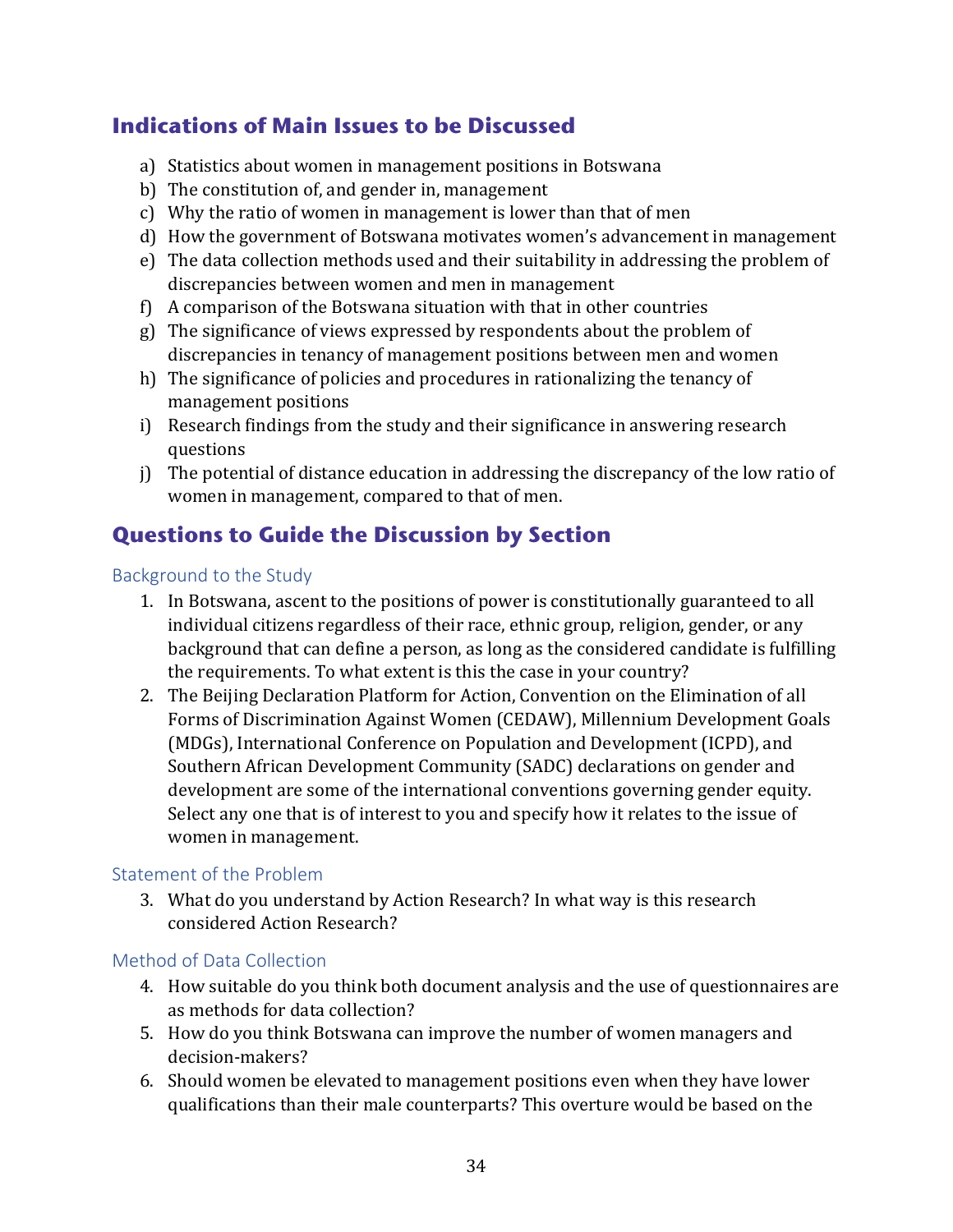## Indications of Main Issues to be Discussed

a) Statistics about women in management positions in Botswana
b) The constitution of, and gender in, management
c) Why the ratio of women in management is lower than that of men
d) How the government of Botswana motivates women's advancement in management
e) The data collection methods used and their suitability in addressing the problem of discrepancies between women and men in management
f) A comparison of the Botswana situation with that in other countries
g) The significance of views expressed by respondents about the problem of discrepancies in tenancy of management positions between men and women
h) The significance of policies and procedures in rationalizing the tenancy of management positions
i) Research findings from the study and their significance in answering research questions
j) The potential of distance education in addressing the discrepancy of the low ratio of women in management, compared to that of men.

## Questions to Guide the Discussion by Section

### Background to the Study

1. In Botswana, ascent to the positions of power is constitutionally guaranteed to all individual citizens regardless of their race, ethnic group, religion, gender, or any background that can define a person, as long as the considered candidate is fulfilling the requirements. To what extent is this the case in your country?
2. The Beijing Declaration Platform for Action, Convention on the Elimination of all Forms of Discrimination Against Women (CEDAW), Millennium Development Goals (MDGs), International Conference on Population and Development (ICPD), and Southern African Development Community (SADC) declarations on gender and development are some of the international conventions governing gender equity. Select any one that is of interest to you and specify how it relates to the issue of women in management.

### Statement of the Problem

3. What do you understand by Action Research? In what way is this research considered Action Research?

### Method of Data Collection

4. How suitable do you think both document analysis and the use of questionnaires are as methods for data collection?
5. How do you think Botswana can improve the number of women managers and decision-makers?
6. Should women be elevated to management positions even when they have lower qualifications than their male counterparts? This overture would be based on the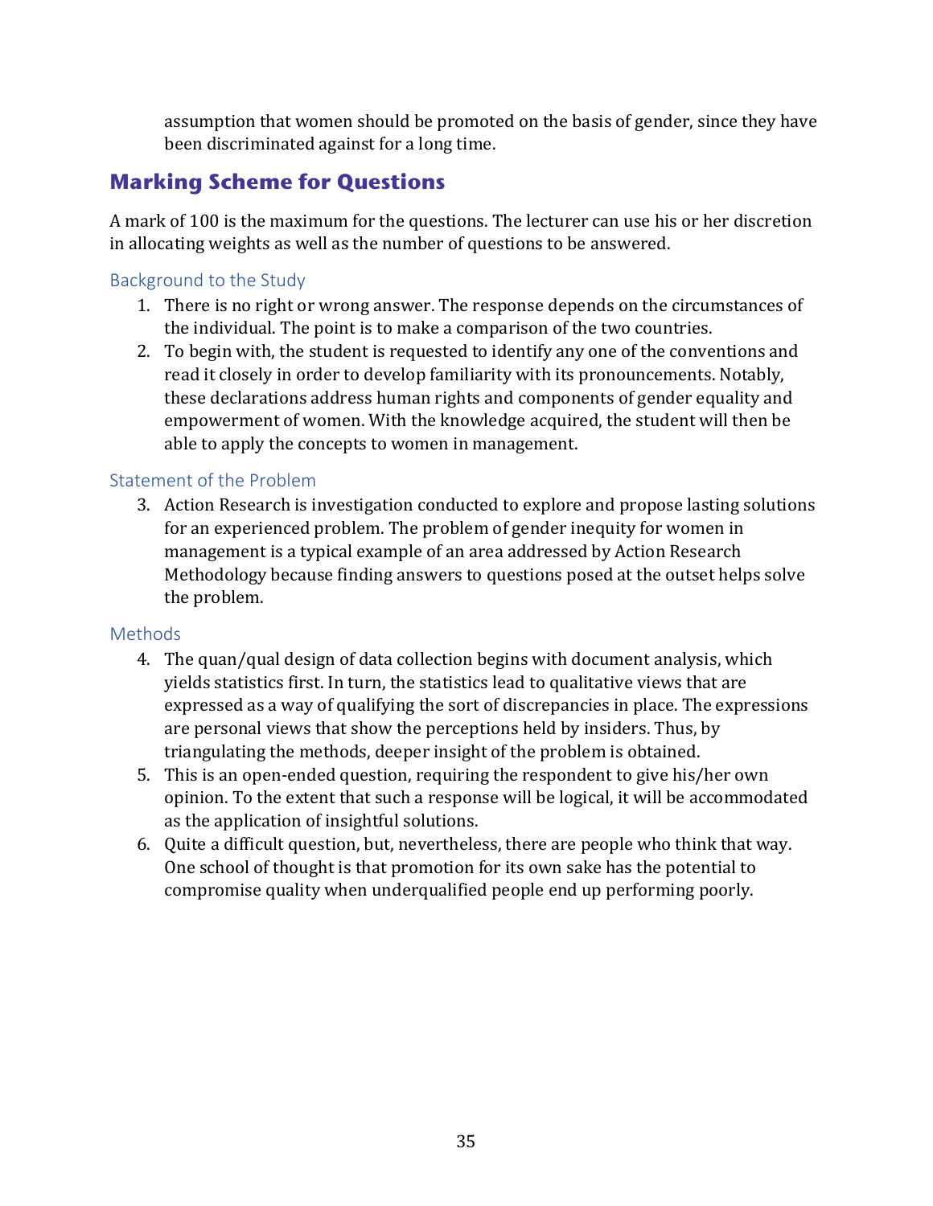assumption that women should be promoted on the basis of gender, since they have been discriminated against for a long time.

## Marking Scheme for Questions

A mark of 100 is the maximum for the questions. The lecturer can use his or her discretion in allocating weights as well as the number of questions to be answered.

### Background to the Study

1. There is no right or wrong answer. The response depends on the circumstances of the individual. The point is to make a comparison of the two countries.
2. To begin with, the student is requested to identify any one of the conventions and read it closely in order to develop familiarity with its pronouncements. Notably, these declarations address human rights and components of gender equality and empowerment of women. With the knowledge acquired, the student will then be able to apply the concepts to women in management.

### Statement of the Problem

3. Action Research is investigation conducted to explore and propose lasting solutions for an experienced problem. The problem of gender inequity for women in management is a typical example of an area addressed by Action Research Methodology because finding answers to questions posed at the outset helps solve the problem.

### Methods

4. The quan/qual design of data collection begins with document analysis, which yields statistics first. In turn, the statistics lead to qualitative views that are expressed as a way of qualifying the sort of discrepancies in place. The expressions are personal views that show the perceptions held by insiders. Thus, by triangulating the methods, deeper insight of the problem is obtained.
5. This is an open-ended question, requiring the respondent to give his/her own opinion. To the extent that such a response will be logical, it will be accommodated as the application of insightful solutions.
6. Quite a difficult question, but, nevertheless, there are people who think that way. One school of thought is that promotion for its own sake has the potential to compromise quality when underqualified people end up performing poorly.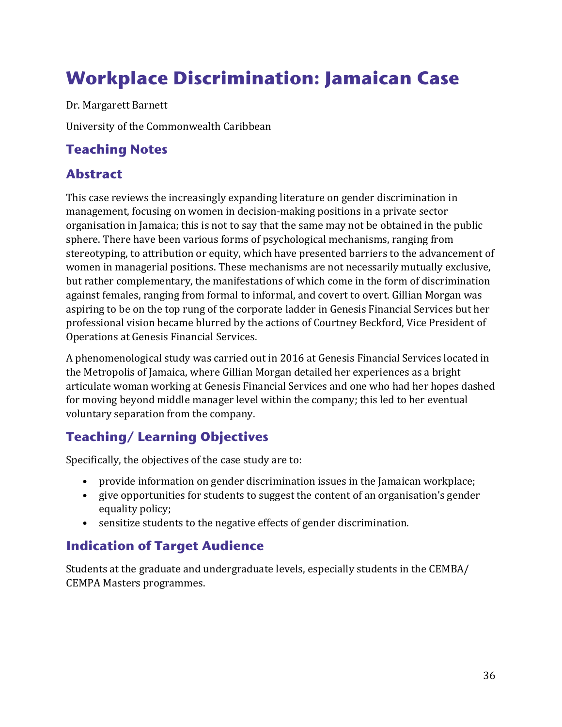# Workplace Discrimination: Jamaican Case

Dr. Margarett Barnett

University of the Commonwealth Caribbean

## Teaching Notes

## Abstract

This case reviews the increasingly expanding literature on gender discrimination in management, focusing on women in decision-making positions in a private sector organisation in Jamaica; this is not to say that the same may not be obtained in the public sphere. There have been various forms of psychological mechanisms, ranging from stereotyping, to attribution or equity, which have presented barriers to the advancement of women in managerial positions. These mechanisms are not necessarily mutually exclusive, but rather complementary, the manifestations of which come in the form of discrimination against females, ranging from formal to informal, and covert to overt. Gillian Morgan was aspiring to be on the top rung of the corporate ladder in Genesis Financial Services but her professional vision became blurred by the actions of Courtney Beckford, Vice President of Operations at Genesis Financial Services.

A phenomenological study was carried out in 2016 at Genesis Financial Services located in the Metropolis of Jamaica, where Gillian Morgan detailed her experiences as a bright articulate woman working at Genesis Financial Services and one who had her hopes dashed for moving beyond middle manager level within the company; this led to her eventual voluntary separation from the company.

## Teaching/ Learning Objectives

Specifically, the objectives of the case study are to:

- provide information on gender discrimination issues in the Jamaican workplace;
- give opportunities for students to suggest the content of an organisation's gender equality policy;
- sensitize students to the negative effects of gender discrimination.

## Indication of Target Audience

Students at the graduate and undergraduate levels, especially students in the CEMBA/ CEMPA Masters programmes.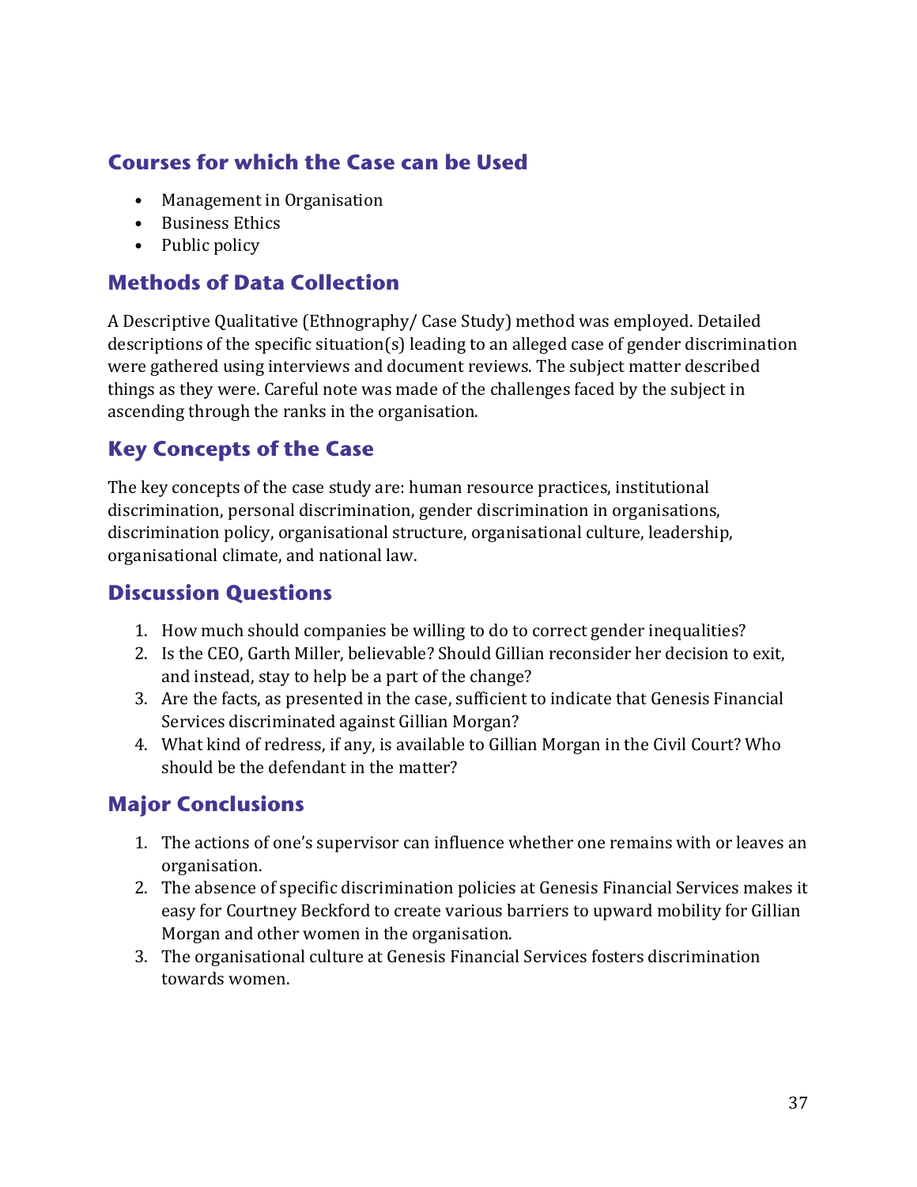## Courses for which the Case can be Used

- Management in Organisation
- Business Ethics
- Public policy

## Methods of Data Collection

A Descriptive Qualitative (Ethnography/ Case Study) method was employed. Detailed descriptions of the specific situation(s) leading to an alleged case of gender discrimination were gathered using interviews and document reviews. The subject matter described things as they were. Careful note was made of the challenges faced by the subject in ascending through the ranks in the organisation.

## Key Concepts of the Case

The key concepts of the case study are: human resource practices, institutional discrimination, personal discrimination, gender discrimination in organisations, discrimination policy, organisational structure, organisational culture, leadership, organisational climate, and national law.

## Discussion Questions

1. How much should companies be willing to do to correct gender inequalities?
2. Is the CEO, Garth Miller, believable? Should Gillian reconsider her decision to exit, and instead, stay to help be a part of the change?
3. Are the facts, as presented in the case, sufficient to indicate that Genesis Financial Services discriminated against Gillian Morgan?
4. What kind of redress, if any, is available to Gillian Morgan in the Civil Court? Who should be the defendant in the matter?

## Major Conclusions

1. The actions of one's supervisor can influence whether one remains with or leaves an organisation.
2. The absence of specific discrimination policies at Genesis Financial Services makes it easy for Courtney Beckford to create various barriers to upward mobility for Gillian Morgan and other women in the organisation.
3. The organisational culture at Genesis Financial Services fosters discrimination towards women.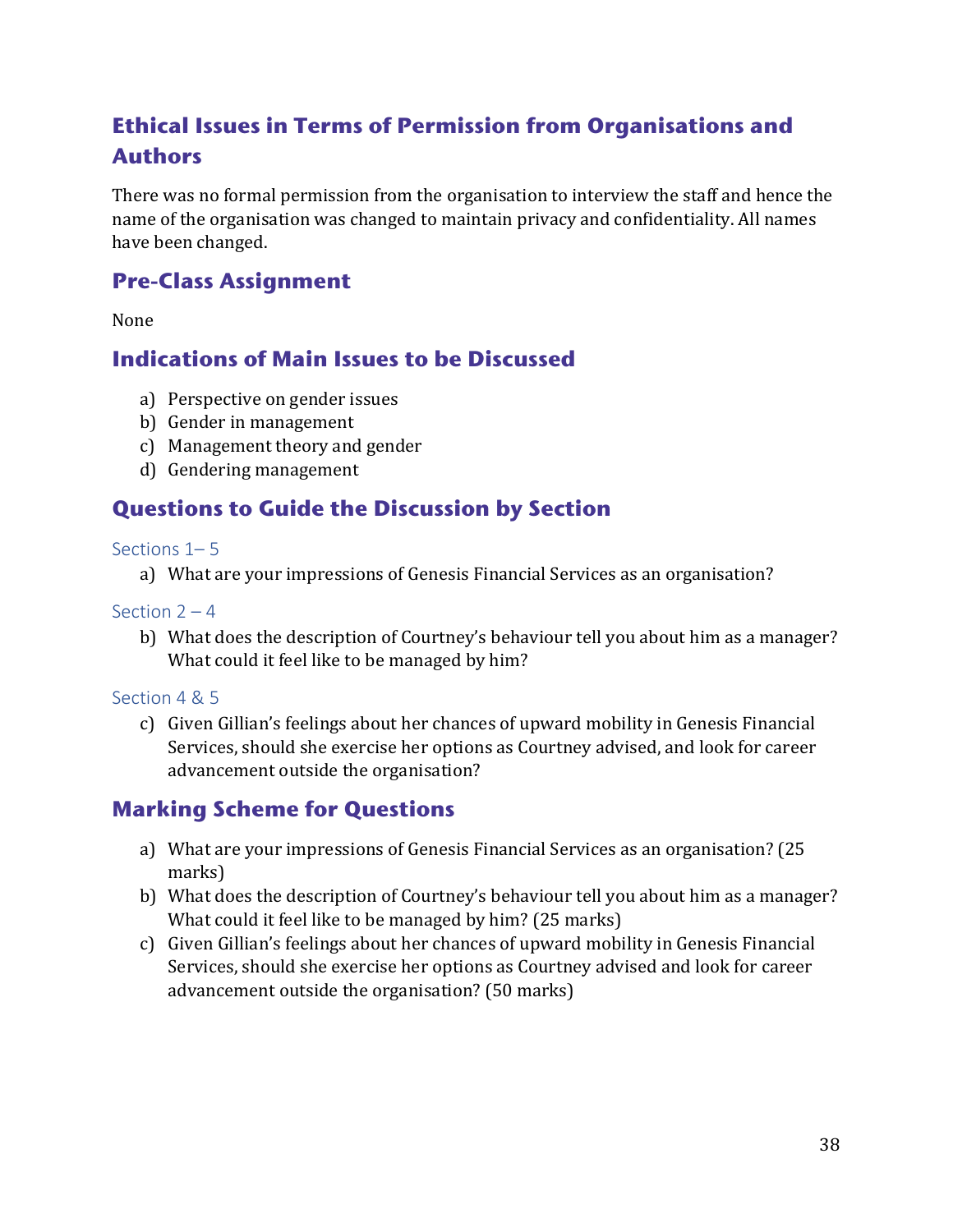## Ethical Issues in Terms of Permission from Organisations and Authors

There was no formal permission from the organisation to interview the staff and hence the name of the organisation was changed to maintain privacy and confidentiality. All names have been changed.

## Pre-Class Assignment

None

## Indications of Main Issues to be Discussed

a) Perspective on gender issues
b) Gender in management
c) Management theory and gender
d) Gendering management

## Questions to Guide the Discussion by Section

### Sections 1– 5

a) What are your impressions of Genesis Financial Services as an organisation?

### Section 2 – 4

b) What does the description of Courtney's behaviour tell you about him as a manager? What could it feel like to be managed by him?

### Section 4 & 5

c) Given Gillian's feelings about her chances of upward mobility in Genesis Financial Services, should she exercise her options as Courtney advised, and look for career advancement outside the organisation?

## Marking Scheme for Questions

a) What are your impressions of Genesis Financial Services as an organisation? (25 marks)
b) What does the description of Courtney's behaviour tell you about him as a manager? What could it feel like to be managed by him? (25 marks)
c) Given Gillian's feelings about her chances of upward mobility in Genesis Financial Services, should she exercise her options as Courtney advised and look for career advancement outside the organisation? (50 marks)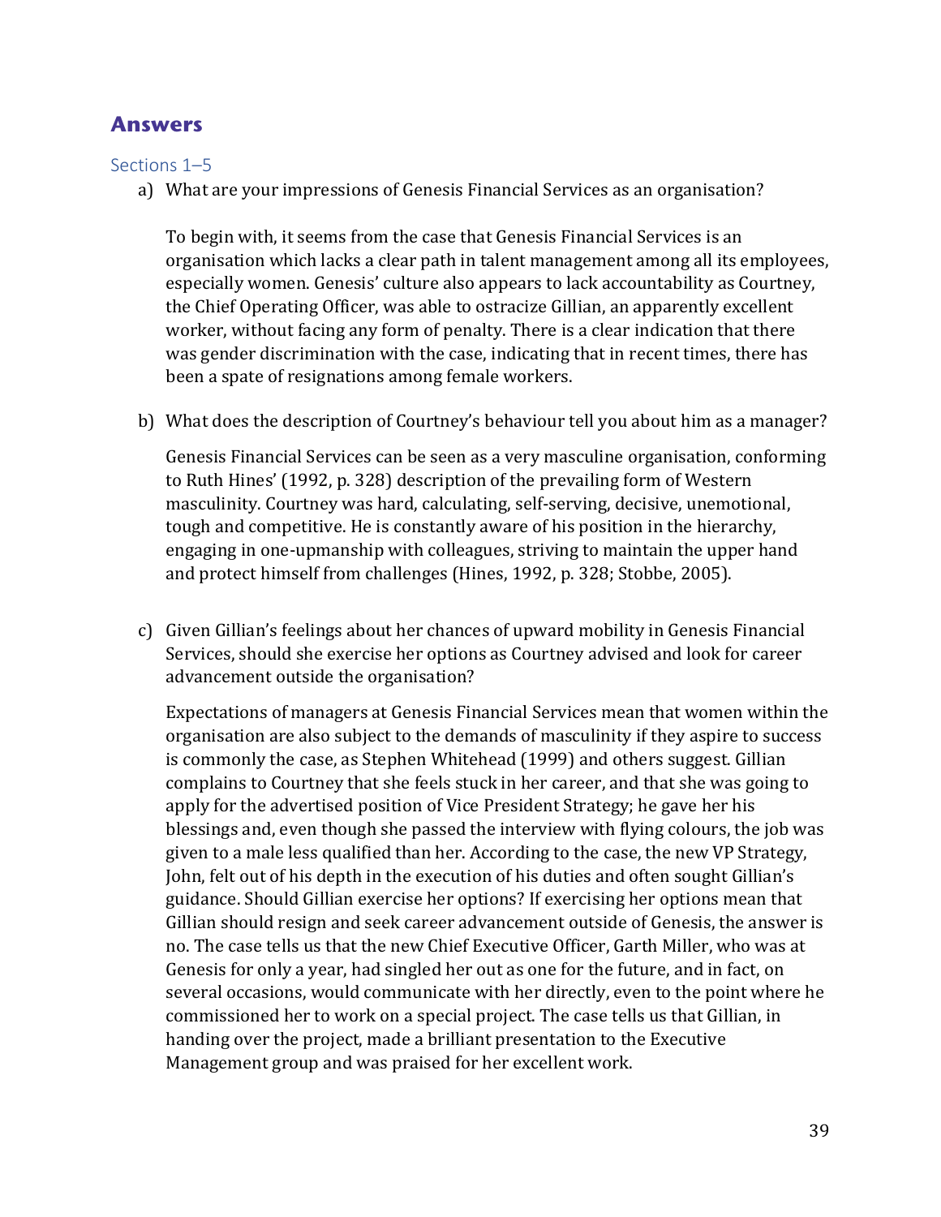## Answers

### Sections 1–5

a) What are your impressions of Genesis Financial Services as an organisation?

   To begin with, it seems from the case that Genesis Financial Services is an organisation which lacks a clear path in talent management among all its employees, especially women. Genesis' culture also appears to lack accountability as Courtney, the Chief Operating Officer, was able to ostracize Gillian, an apparently excellent worker, without facing any form of penalty. There is a clear indication that there was gender discrimination with the case, indicating that in recent times, there has been a spate of resignations among female workers.

b) What does the description of Courtney's behaviour tell you about him as a manager?

   Genesis Financial Services can be seen as a very masculine organisation, conforming to Ruth Hines' (1992, p. 328) description of the prevailing form of Western masculinity. Courtney was hard, calculating, self-serving, decisive, unemotional, tough and competitive. He is constantly aware of his position in the hierarchy, engaging in one-upmanship with colleagues, striving to maintain the upper hand and protect himself from challenges (Hines, 1992, p. 328; Stobbe, 2005).

c) Given Gillian's feelings about her chances of upward mobility in Genesis Financial Services, should she exercise her options as Courtney advised and look for career advancement outside the organisation?

   Expectations of managers at Genesis Financial Services mean that women within the organisation are also subject to the demands of masculinity if they aspire to success is commonly the case, as Stephen Whitehead (1999) and others suggest. Gillian complains to Courtney that she feels stuck in her career, and that she was going to apply for the advertised position of Vice President Strategy; he gave her his blessings and, even though she passed the interview with flying colours, the job was given to a male less qualified than her. According to the case, the new VP Strategy, John, felt out of his depth in the execution of his duties and often sought Gillian's guidance. Should Gillian exercise her options? If exercising her options mean that Gillian should resign and seek career advancement outside of Genesis, the answer is no. The case tells us that the new Chief Executive Officer, Garth Miller, who was at Genesis for only a year, had singled her out as one for the future, and in fact, on several occasions, would communicate with her directly, even to the point where he commissioned her to work on a special project. The case tells us that Gillian, in handing over the project, made a brilliant presentation to the Executive Management group and was praised for her excellent work.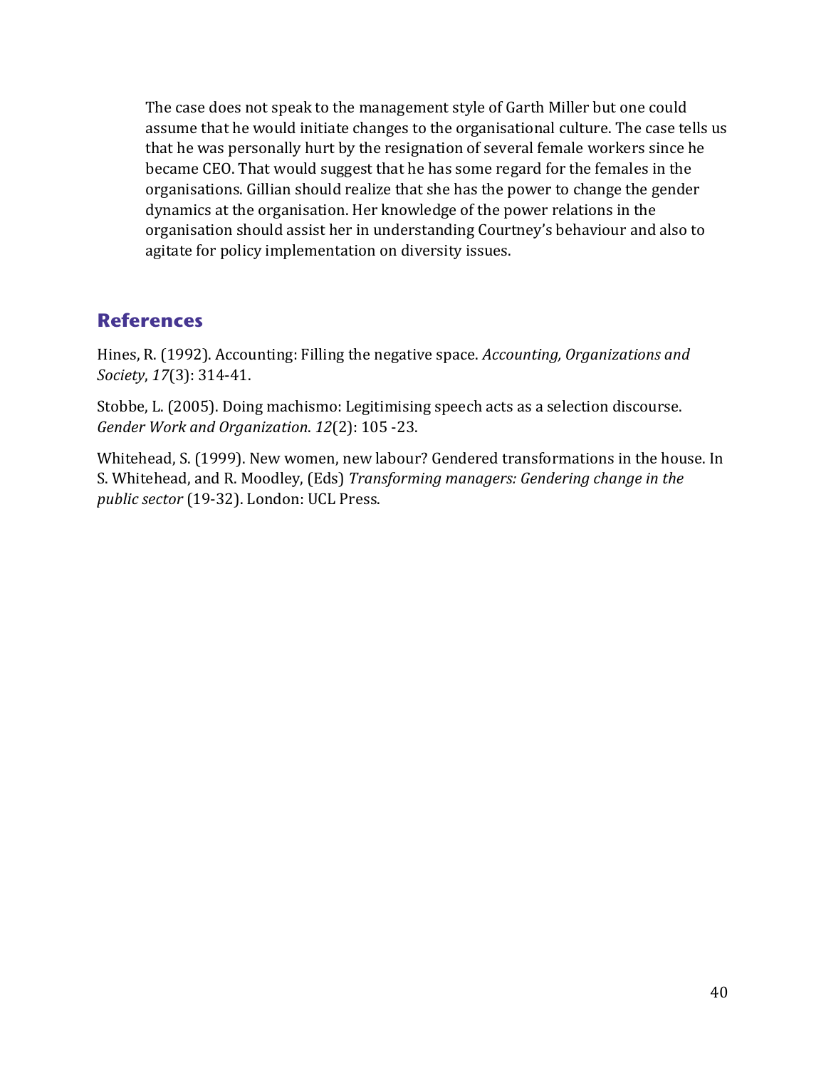The case does not speak to the management style of Garth Miller but one could assume that he would initiate changes to the organisational culture. The case tells us that he was personally hurt by the resignation of several female workers since he became CEO. That would suggest that he has some regard for the females in the organisations. Gillian should realize that she has the power to change the gender dynamics at the organisation. Her knowledge of the power relations in the organisation should assist her in understanding Courtney's behaviour and also to agitate for policy implementation on diversity issues.

## References

Hines, R. (1992). Accounting: Filling the negative space. *Accounting, Organizations and Society*, *17*(3): 314-41.

Stobbe, L. (2005). Doing machismo: Legitimising speech acts as a selection discourse. *Gender Work and Organization*. *12*(2): 105 -23.

Whitehead, S. (1999). New women, new labour? Gendered transformations in the house. In S. Whitehead, and R. Moodley, (Eds) *Transforming managers: Gendering change in the public sector* (19-32). London: UCL Press.